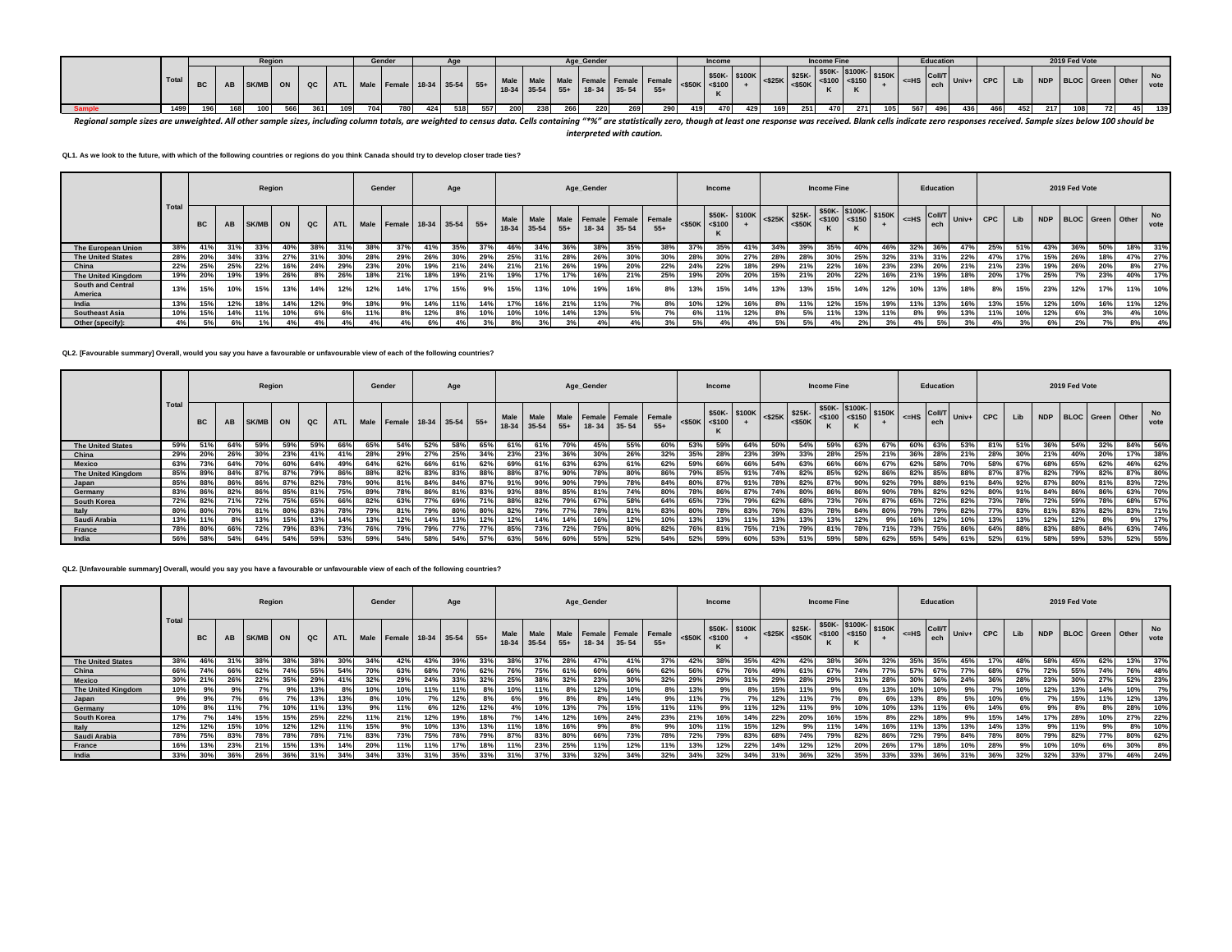| | Total | Region | | | | | | Gender | | Age | | | Age_Gender | | | | | | Income | | | Income Fine | | | | | Education | | | 2019 Fed Vote | | | | | | |
|---|---|---|---|---|---|---|---|---|---|---|---|---|---|---|---|---|---|---|---|---|---|---|---|---|---|---|---|---|---|---|---|---|---|---|---|---|
| | | BC | AB | SK/MB | ON | QC | ATL | Male | Female | 18-34 | 35-54 | 55+ | Male 18-34 | Male 35-54 | Male 55+ | Female 18- 34 | Female 35- 54 | Female 55+ | <$50K | $50K- <$100 K | $100K + | <$25K | $25K- <$50K | $50K- <$100 K | $100K- <$150 K | $150K + | <=HS | Coll/T ech | Univ+ | CPC | Lib | NDP | BLOC | Green | Other | No vote |
| Sample | 1499 | 196 | 168 | 100 | 566 | 361 | 109 | 704 | 780 | 424 | 518 | 557 | 200 | 238 | 266 | 220 | 269 | 290 | 419 | 470 | 429 | 169 | 251 | 470 | 271 | 105 | 567 | 496 | 436 | 466 | 452 | 217 | 108 | 72 | 45 | 139 |

*Regional sample sizes are unweighted. All other sample sizes, including column totals, are weighted to census data. Cells containing "*%" are statistically zero, though at least one response was received. Blank cells indicate zero responses received. Sample sizes below 100 should be interpreted with caution.*

**QL1. As we look to the future, with which of the following countries or regions do you think Canada should try to develop closer trade ties?**

| | Total | Region | | | | | | Gender | | Age | | | Age_Gender | | | | | | Income | | | Income Fine | | | | | Education | | | 2019 Fed Vote | | | | | | |
|---|---|---|---|---|---|---|---|---|---|---|---|---|---|---|---|---|---|---|---|---|---|---|---|---|---|---|---|---|---|---|---|---|---|---|---|---|
| | | BC | AB | SK/MB | ON | QC | ATL | Male | Female | 18-34 | 35-54 | 55+ | Male 18-34 | Male 35-54 | Male 55+ | Female 18- 34 | Female 35- 54 | Female 55+ | <$50K | $50K- <$100 K | $100K + | <$25K | $25K- <$50K | $50K- <$100 K | $100K- <$150 K | $150K + | <=HS | Coll/T ech | Univ+ | CPC | Lib | NDP | BLOC | Green | Other | No vote |
| The European Union | 38% | 41% | 31% | 33% | 40% | 38% | 31% | 38% | 37% | 41% | 35% | 37% | 46% | 34% | 36% | 38% | 35% | 38% | 37% | 35% | 41% | 34% | 39% | 35% | 40% | 46% | 32% | 36% | 47% | 25% | 51% | 43% | 36% | 50% | 18% | 31% |
| The United States | 28% | 20% | 34% | 33% | 27% | 31% | 30% | 28% | 29% | 26% | 30% | 29% | 25% | 31% | 28% | 26% | 30% | 30% | 28% | 30% | 27% | 28% | 28% | 30% | 25% | 32% | 31% | 31% | 22% | 47% | 17% | 15% | 26% | 18% | 47% | 27% |
| China | 22% | 25% | 25% | 22% | 16% | 24% | 29% | 23% | 20% | 19% | 21% | 24% | 21% | 21% | 26% | 19% | 20% | 22% | 24% | 22% | 18% | 29% | 21% | 22% | 16% | 23% | 23% | 20% | 21% | 21% | 23% | 19% | 26% | 20% | 8% | 27% |
| The United Kingdom | 19% | 20% | 19% | 19% | 26% | 8% | 26% | 18% | 21% | 18% | 19% | 21% | 19% | 17% | 17% | 16% | 21% | 25% | 19% | 20% | 20% | 15% | 21% | 20% | 22% | 16% | 21% | 19% | 18% | 20% | 17% | 25% | 7% | 23% | 40% | 17% |
| South and Central America | 13% | 15% | 10% | 15% | 13% | 14% | 12% | 12% | 14% | 17% | 15% | 9% | 15% | 13% | 10% | 19% | 16% | 8% | 13% | 15% | 14% | 13% | 13% | 15% | 14% | 12% | 10% | 13% | 18% | 8% | 15% | 23% | 12% | 17% | 11% | 10% |
| India | 13% | 15% | 12% | 18% | 14% | 12% | 9% | 18% | 9% | 14% | 11% | 14% | 17% | 16% | 21% | 11% | 7% | 8% | 10% | 12% | 16% | 8% | 11% | 12% | 15% | 19% | 11% | 13% | 16% | 13% | 15% | 12% | 10% | 16% | 11% | 12% |
| Southeast Asia | 10% | 15% | 14% | 11% | 10% | 6% | 6% | 11% | 8% | 12% | 8% | 10% | 10% | 10% | 14% | 13% | 5% | 7% | 6% | 11% | 12% | 8% | 5% | 11% | 13% | 11% | 8% | 9% | 13% | 11% | 10% | 12% | 6% | 3% | 4% | 10% |
| Other (specify): | 4% | 5% | 6% | 1% | 4% | 4% | 4% | 4% | 4% | 6% | 4% | 3% | 8% | 3% | 3% | 4% | 4% | 3% | 5% | 4% | 4% | 5% | 5% | 4% | 2% | 3% | 4% | 5% | 3% | 4% | 3% | 6% | 2% | 7% | 8% | 4% |

**QL2. [Favourable summary] Overall, would you say you have a favourable or unfavourable view of each of the following countries?**

| | Total | Region | | | | | | Gender | | Age | | | Age_Gender | | | | | | Income | | | Income Fine | | | | | Education | | | 2019 Fed Vote | | | | | | |
|---|---|---|---|---|---|---|---|---|---|---|---|---|---|---|---|---|---|---|---|---|---|---|---|---|---|---|---|---|---|---|---|---|---|---|---|---|
| | | BC | AB | SK/MB | ON | QC | ATL | Male | Female | 18-34 | 35-54 | 55+ | Male 18-34 | Male 35-54 | Male 55+ | Female 18- 34 | Female 35- 54 | Female 55+ | <$50K | $50K- <$100 K | $100K + | <$25K | $25K- <$50K | $50K- <$100 K | $100K- <$150 K | $150K + | <=HS | Coll/T ech | Univ+ | CPC | Lib | NDP | BLOC | Green | Other | No vote |
| The United States | 59% | 51% | 64% | 59% | 59% | 59% | 66% | 65% | 54% | 52% | 58% | 65% | 61% | 61% | 70% | 45% | 55% | 60% | 53% | 59% | 64% | 50% | 54% | 59% | 63% | 67% | 60% | 63% | 53% | 81% | 51% | 36% | 54% | 32% | 84% | 56% |
| China | 29% | 20% | 26% | 30% | 23% | 41% | 41% | 28% | 29% | 27% | 25% | 34% | 23% | 23% | 36% | 30% | 26% | 32% | 35% | 28% | 23% | 39% | 33% | 28% | 25% | 21% | 36% | 28% | 21% | 28% | 30% | 21% | 40% | 20% | 17% | 38% |
| Mexico | 63% | 73% | 64% | 70% | 60% | 64% | 49% | 64% | 62% | 66% | 61% | 62% | 69% | 61% | 63% | 63% | 61% | 62% | 59% | 66% | 66% | 54% | 63% | 66% | 66% | 67% | 62% | 58% | 70% | 58% | 67% | 68% | 65% | 62% | 46% | 62% |
| The United Kingdom | 85% | 89% | 84% | 87% | 87% | 79% | 86% | 88% | 82% | 83% | 83% | 88% | 88% | 87% | 90% | 78% | 80% | 86% | 79% | 85% | 91% | 74% | 82% | 85% | 92% | 86% | 82% | 85% | 88% | 87% | 87% | 82% | 79% | 82% | 87% | 80% |
| Japan | 85% | 88% | 86% | 86% | 87% | 82% | 78% | 90% | 81% | 84% | 84% | 87% | 91% | 90% | 90% | 79% | 78% | 84% | 80% | 87% | 91% | 78% | 82% | 87% | 90% | 92% | 79% | 88% | 91% | 84% | 92% | 87% | 80% | 81% | 83% | 72% |
| Germany | 83% | 86% | 82% | 86% | 85% | 81% | 75% | 89% | 78% | 86% | 81% | 83% | 93% | 88% | 85% | 81% | 74% | 80% | 78% | 86% | 87% | 74% | 80% | 86% | 86% | 90% | 78% | 82% | 92% | 80% | 91% | 84% | 86% | 86% | 63% | 70% |
| South Korea | 72% | 82% | 71% | 72% | 75% | 65% | 66% | 82% | 63% | 77% | 69% | 71% | 88% | 82% | 79% | 67% | 58% | 64% | 65% | 73% | 79% | 62% | 68% | 73% | 76% | 87% | 65% | 72% | 82% | 73% | 78% | 72% | 59% | 78% | 68% | 57% |
| Italy | 80% | 80% | 70% | 81% | 80% | 83% | 78% | 79% | 81% | 79% | 80% | 80% | 82% | 79% | 77% | 78% | 81% | 83% | 80% | 78% | 83% | 76% | 83% | 78% | 84% | 80% | 79% | 79% | 82% | 77% | 83% | 81% | 83% | 82% | 83% | 71% |
| Saudi Arabia | 13% | 11% | 8% | 13% | 15% | 13% | 14% | 13% | 12% | 14% | 13% | 12% | 12% | 14% | 14% | 16% | 12% | 10% | 13% | 13% | 11% | 13% | 13% | 13% | 12% | 9% | 16% | 12% | 10% | 13% | 13% | 12% | 12% | 8% | 9% | 17% |
| France | 78% | 80% | 66% | 72% | 79% | 83% | 73% | 76% | 79% | 79% | 77% | 77% | 85% | 73% | 72% | 75% | 80% | 82% | 76% | 81% | 75% | 71% | 79% | 81% | 78% | 71% | 73% | 75% | 86% | 64% | 88% | 83% | 88% | 84% | 63% | 74% |
| India | 56% | 58% | 54% | 64% | 54% | 59% | 53% | 59% | 54% | 58% | 54% | 57% | 63% | 56% | 60% | 55% | 52% | 54% | 52% | 59% | 60% | 53% | 51% | 59% | 58% | 62% | 55% | 54% | 61% | 52% | 61% | 58% | 59% | 53% | 52% | 55% |

**QL2. [Unfavourable summary] Overall, would you say you have a favourable or unfavourable view of each of the following countries?**

| | Total | Region | | | | | | Gender | | Age | | | Age_Gender | | | | | | Income | | | Income Fine | | | | | Education | | | 2019 Fed Vote | | | | | | |
|---|---|---|---|---|---|---|---|---|---|---|---|---|---|---|---|---|---|---|---|---|---|---|---|---|---|---|---|---|---|---|---|---|---|---|---|---|
| | | BC | AB | SK/MB | ON | QC | ATL | Male | Female | 18-34 | 35-54 | 55+ | Male 18-34 | Male 35-54 | Male 55+ | Female 18- 34 | Female 35- 54 | Female 55+ | <$50K | $50K- <$100 K | $100K + | <$25K | $25K- <$50K | $50K- <$100 K | $100K- <$150 K | $150K + | <=HS | Coll/T ech | Univ+ | CPC | Lib | NDP | BLOC | Green | Other | No vote |
| The United States | 38% | 46% | 31% | 38% | 38% | 38% | 30% | 34% | 42% | 43% | 39% | 33% | 38% | 37% | 28% | 47% | 41% | 37% | 42% | 38% | 35% | 42% | 42% | 38% | 36% | 32% | 35% | 35% | 45% | 17% | 48% | 58% | 45% | 62% | 13% | 37% |
| China | 66% | 74% | 66% | 62% | 74% | 55% | 54% | 70% | 63% | 68% | 70% | 62% | 76% | 75% | 61% | 60% | 66% | 62% | 56% | 67% | 74% | 49% | 61% | 67% | 74% | 77% | 57% | 67% | 77% | 68% | 67% | 72% | 55% | 74% | 76% | 48% |
| Mexico | 30% | 21% | 26% | 22% | 35% | 29% | 41% | 32% | 29% | 24% | 33% | 32% | 25% | 38% | 32% | 23% | 30% | 32% | 29% | 29% | 31% | 29% | 28% | 29% | 31% | 28% | 30% | 36% | 24% | 36% | 28% | 23% | 30% | 27% | 52% | 23% |
| The United Kingdom | 10% | 9% | 9% | 7% | 9% | 13% | 8% | 10% | 10% | 11% | 11% | 8% | 10% | 11% | 8% | 12% | 10% | 8% | 13% | 9% | 8% | 15% | 11% | 9% | 6% | 13% | 10% | 10% | 9% | 7% | 10% | 12% | 13% | 14% | 10% | 7% |
| Japan | 9% | 9% | 7% | 6% | 7% | 13% | 13% | 8% | 10% | 7% | 12% | 8% | 6% | 9% | 8% | 8% | 14% | 9% | 11% | 7% | 7% | 12% | 11% | 7% | 8% | 6% | 13% | 8% | 5% | 10% | 6% | 7% | 15% | 11% | 12% | 13% |
| Germany | 10% | 8% | 11% | 7% | 10% | 11% | 13% | 9% | 11% | 6% | 12% | 12% | 4% | 10% | 13% | 7% | 15% | 11% | 11% | 9% | 11% | 12% | 11% | 9% | 10% | 10% | 13% | 11% | 6% | 14% | 6% | 9% | 8% | 8% | 28% | 10% |
| South Korea | 17% | 7% | 14% | 15% | 15% | 25% | 22% | 11% | 21% | 12% | 19% | 18% | 7% | 14% | 12% | 16% | 24% | 23% | 21% | 16% | 14% | 22% | 20% | 16% | 15% | 8% | 22% | 18% | 9% | 15% | 14% | 17% | 28% | 10% | 27% | 22% |
| Italy | 12% | 12% | 15% | 10% | 12% | 12% | 11% | 15% | 9% | 10% | 13% | 13% | 11% | 18% | 16% | 9% | 8% | 9% | 10% | 11% | 15% | 12% | 9% | 11% | 14% | 16% | 11% | 13% | 13% | 14% | 13% | 9% | 11% | 9% | 8% | 10% |
| Saudi Arabia | 78% | 75% | 83% | 78% | 78% | 78% | 71% | 83% | 73% | 75% | 78% | 79% | 87% | 83% | 80% | 66% | 73% | 78% | 72% | 79% | 83% | 68% | 74% | 79% | 82% | 86% | 72% | 79% | 84% | 78% | 80% | 79% | 82% | 77% | 80% | 62% |
| France | 16% | 13% | 23% | 21% | 15% | 13% | 14% | 20% | 11% | 11% | 17% | 18% | 11% | 23% | 25% | 11% | 12% | 11% | 13% | 12% | 22% | 14% | 12% | 12% | 20% | 26% | 17% | 18% | 10% | 28% | 9% | 10% | 10% | 6% | 30% | 8% |
| India | 33% | 30% | 36% | 26% | 36% | 31% | 34% | 34% | 33% | 31% | 35% | 33% | 31% | 37% | 33% | 32% | 34% | 32% | 34% | 32% | 34% | 31% | 36% | 32% | 35% | 33% | 33% | 36% | 31% | 36% | 32% | 32% | 33% | 37% | 46% | 24% |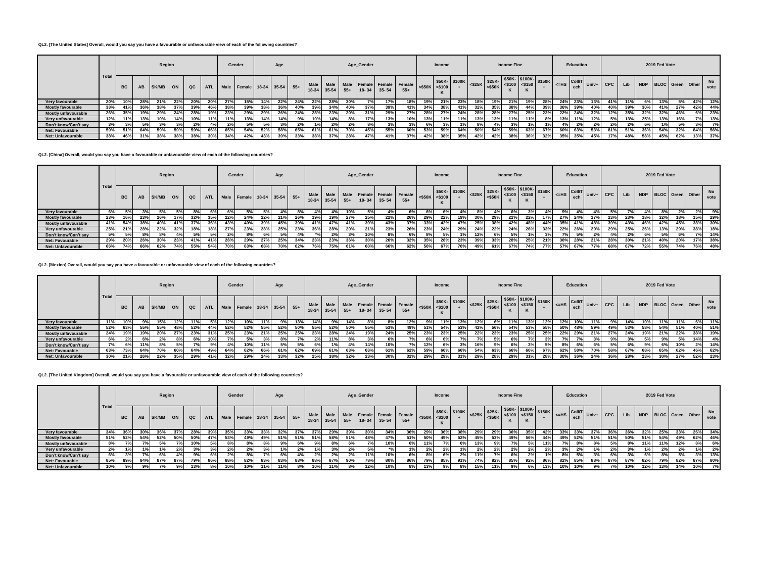**QL2. [The United States] Overall, would you say you have a favourable or unfavourable view of each of the following countries?**

| | Total | Region | | | | | | Gender | | Age | | | Age_Gender | | | | | | Income | | | Income Fine | | | | | Education | | | 2019 Fed Vote | | | | | | |
|---|---|---|---|---|---|---|---|---|---|---|---|---|---|---|---|---|---|---|---|---|---|---|---|---|---|---|---|---|---|---|---|---|---|---|---|---|
| | | BC | AB | SK/MB | ON | QC | ATL | Male | Female | 18-34 | 35-54 | 55+ | Male 18-34 | Male 35-54 | Male 55+ | Female 18-34 | Female 35-54 | Female 55+ | <$50K | $50K-<$100K | $100K+ | <$25K | $25K-<$50K | $50K-<$100K | $100K-<$150K | $150K+ | <=HS | Coll/Tech | Univ+ | CPC | Lib | NDP | BLOC | Green | Other | No vote |
| Very favourable | 20% | 10% | 28% | 21% | 22% | 20% | 20% | 27% | 15% | 14% | 22% | 24% | 22% | 28% | 30% | 7% | 17% | 18% | 19% | 21% | 28% | 18% | 19% | 21% | 19% | 28% | 24% | 23% | 13% | 41% | 11% | 6% | 13% | 5% | 42% | 12% |
| Mostly favourable | 38% | 41% | 36% | 38% | 37% | 39% | 46% | 38% | 39% | 38% | 36% | 40% | 39% | 34% | 40% | 37% | 39% | 41% | 34% | 38% | 41% | 32% | 35% | 38% | 44% | 39% | 36% | 39% | 40% | 40% | 39% | 30% | 41% | 27% | 42% | 44% |
| Mostly unfavourable | 26% | 35% | 19% | 29% | 24% | 28% | 19% | 23% | 29% | 29% | 26% | 24% | 28% | 23% | 20% | 31% | 29% | 27% | 28% | 27% | 24% | 28% | 28% | 27% | 25% | 23% | 22% | 24% | 32% | 12% | 35% | 32% | 32% | 46% | 6% | 23% |
| Very unfavourable | 12% | 11% | 13% | 10% | 14% | 10% | 11% | 11% | 13% | 14% | 14% | 9% | 10% | 14% | 8% | 17% | 13% | 10% | 13% | 11% | 11% | 13% | 13% | 11% | 11% | 8% | 13% | 11% | 12% | 5% | 13% | 25% | 13% | 16% | 7% | 13% |
| Don't know/Can't say | 3% | 3% | 5% | 3% | 3% | 2% | 4% | 2% | 5% | 5% | 3% | 2% | 1% | 2% | 2% | 8% | 3% | 3% | 6% | 3% | 1% | 8% | 4% | 3% | 1% | 1% | 4% | 2% | 2% | 2% | 2% | 6% | 1% | 5% | 3% | 7% |
| Net: Favourable | 59% | 51% | 64% | 59% | 59% | 59% | 66% | 65% | 54% | 52% | 58% | 65% | 61% | 61% | 70% | 45% | 55% | 60% | 53% | 59% | 64% | 50% | 54% | 59% | 63% | 67% | 60% | 63% | 53% | 81% | 51% | 36% | 54% | 32% | 84% | 56% |
| Net: Unfavourable | 38% | 46% | 31% | 38% | 38% | 38% | 30% | 34% | 42% | 43% | 39% | 33% | 38% | 37% | 28% | 47% | 41% | 37% | 42% | 38% | 35% | 42% | 42% | 38% | 36% | 32% | 35% | 35% | 45% | 17% | 48% | 58% | 45% | 62% | 13% | 37% |

**QL2. [China] Overall, would you say you have a favourable or unfavourable view of each of the following countries?**

| | Total | Region | | | | | | Gender | | Age | | | Age_Gender | | | | | | Income | | | Income Fine | | | | | Education | | | 2019 Fed Vote | | | | | | |
|---|---|---|---|---|---|---|---|---|---|---|---|---|---|---|---|---|---|---|---|---|---|---|---|---|---|---|---|---|---|---|---|---|---|---|---|---|
| | | BC | AB | SK/MB | ON | QC | ATL | Male | Female | 18-34 | 35-54 | 55+ | Male 18-34 | Male 35-54 | Male 55+ | Female 18-34 | Female 35-54 | Female 55+ | <$50K | $50K-<$100K | $100K+ | <$25K | $25K-<$50K | $50K-<$100K | $100K-<$150K | $150K+ | <=HS | Coll/Tech | Univ+ | CPC | Lib | NDP | BLOC | Green | Other | No vote |
| Very favourable | 6% | 5% | 3% | 5% | 5% | 8% | 6% | 6% | 5% | 5% | 4% | 8% | 4% | 4% | 10% | 5% | 4% | 6% | 6% | 6% | 4% | 8% | 4% | 6% | 3% | 4% | 9% | 4% | 4% | 5% | 7% | 4% | 8% | 2% | 2% | 9% |
| Mostly favourable | 23% | 16% | 23% | 26% | 17% | 32% | 35% | 22% | 24% | 22% | 21% | 26% | 19% | 19% | 27% | 25% | 22% | 26% | 29% | 22% | 19% | 30% | 29% | 22% | 22% | 17% | 27% | 24% | 17% | 23% | 23% | 18% | 32% | 18% | 15% | 29% |
| Mostly unfavourable | 41% | 54% | 38% | 40% | 41% | 37% | 36% | 43% | 40% | 39% | 45% | 39% | 41% | 47% | 41% | 39% | 43% | 37% | 33% | 42% | 47% | 25% | 38% | 42% | 48% | 44% | 35% | 41% | 48% | 39% | 43% | 46% | 42% | 45% | 38% | 30% |
| Very unfavourable | 25% | 21% | 28% | 22% | 32% | 18% | 18% | 27% | 23% | 28% | 25% | 23% | 36% | 28% | 20% | 21% | 23% | 26% | 23% | 24% | 29% | 24% | 22% | 24% | 26% | 33% | 22% | 26% | 29% | 29% | 25% | 26% | 13% | 29% | 38% | 18% |
| Don't know/Can't say | 5% | 5% | 8% | 8% | 4% | 5% | 5% | 2% | 8% | 6% | 5% | 4% | *% | 2% | 3% | 10% | 8% | 6% | 8% | 5% | 1% | 12% | 6% | 5% | 1% | 3% | 7% | 5% | 2% | 4% | 2% | 6% | 5% | 6% | 7% | 14% |
| Net: Favourable | 29% | 20% | 26% | 30% | 23% | 41% | 41% | 28% | 29% | 27% | 25% | 34% | 23% | 23% | 36% | 30% | 26% | 32% | 35% | 28% | 23% | 39% | 33% | 28% | 25% | 21% | 36% | 28% | 21% | 28% | 30% | 21% | 40% | 20% | 17% | 38% |
| Net: Unfavourable | 66% | 74% | 66% | 62% | 74% | 55% | 54% | 70% | 63% | 68% | 70% | 62% | 76% | 75% | 61% | 60% | 66% | 62% | 56% | 67% | 76% | 49% | 61% | 67% | 74% | 77% | 57% | 67% | 77% | 68% | 67% | 72% | 55% | 74% | 76% | 48% |

**QL2. [Mexico] Overall, would you say you have a favourable or unfavourable view of each of the following countries?**

| | Total | Region | | | | | | Gender | | Age | | | Age_Gender | | | | | | Income | | | Income Fine | | | | | Education | | | 2019 Fed Vote | | | | | | |
|---|---|---|---|---|---|---|---|---|---|---|---|---|---|---|---|---|---|---|---|---|---|---|---|---|---|---|---|---|---|---|---|---|---|---|---|---|
| | | BC | AB | SK/MB | ON | QC | ATL | Male | Female | 18-34 | 35-54 | 55+ | Male 18-34 | Male 35-54 | Male 55+ | Female 18-34 | Female 35-54 | Female 55+ | <$50K | $50K-<$100K | $100K+ | <$25K | $25K-<$50K | $50K-<$100K | $100K-<$150K | $150K+ | <=HS | Coll/Tech | Univ+ | CPC | Lib | NDP | BLOC | Green | Other | No vote |
| Very favourable | 11% | 10% | 9% | 15% | 12% | 11% | 5% | 12% | 10% | 11% | 9% | 13% | 14% | 9% | 14% | 8% | 8% | 12% | 9% | 11% | 13% | 12% | 6% | 11% | 13% | 12% | 12% | 10% | 11% | 9% | 14% | 10% | 11% | 11% | 6% | 11% |
| Mostly favourable | 52% | 63% | 55% | 55% | 48% | 52% | 44% | 52% | 52% | 55% | 52% | 50% | 55% | 52% | 50% | 55% | 53% | 49% | 51% | 54% | 53% | 42% | 56% | 54% | 53% | 55% | 50% | 48% | 59% | 49% | 53% | 58% | 54% | 51% | 40% | 51% |
| Mostly unfavourable | 24% | 19% | 19% | 20% | 27% | 23% | 31% | 25% | 23% | 21% | 25% | 25% | 23% | 28% | 24% | 19% | 24% | 25% | 23% | 23% | 25% | 22% | 23% | 23% | 25% | 25% | 22% | 29% | 21% | 27% | 24% | 19% | 21% | 22% | 38% | 19% |
| Very unfavourable | 6% | 2% | 6% | 2% | 8% | 6% | 10% | 7% | 5% | 3% | 8% | 7% | 2% | 11% | 8% | 3% | 6% | 7% | 6% | 6% | 7% | 7% | 5% | 6% | 7% | 3% | 7% | 7% | 3% | 9% | 3% | 5% | 9% | 5% | 14% | 4% |
| Don't know/Can't say | 7% | 6% | 11% | 8% | 5% | 7% | 9% | 4% | 10% | 11% | 5% | 5% | 6% | 1% | 4% | 14% | 10% | 7% | 12% | 6% | 3% | 16% | 9% | 6% | 3% | 5% | 8% | 6% | 6% | 5% | 6% | 9% | 6% | 10% | 2% | 14% |
| Net: Favourable | 63% | 73% | 64% | 70% | 60% | 64% | 49% | 64% | 62% | 66% | 61% | 62% | 69% | 61% | 63% | 63% | 61% | 62% | 59% | 66% | 66% | 54% | 63% | 66% | 66% | 67% | 62% | 58% | 70% | 58% | 67% | 68% | 65% | 62% | 46% | 62% |
| Net: Unfavourable | 30% | 21% | 26% | 22% | 35% | 29% | 41% | 32% | 29% | 24% | 33% | 32% | 25% | 38% | 32% | 23% | 30% | 32% | 29% | 29% | 31% | 29% | 28% | 29% | 31% | 28% | 30% | 36% | 24% | 36% | 28% | 23% | 30% | 27% | 52% | 23% |

**QL2. [The United Kingdom] Overall, would you say you have a favourable or unfavourable view of each of the following countries?**

| | Total | Region | | | | | | Gender | | Age | | | Age_Gender | | | | | | Income | | | Income Fine | | | | | Education | | | 2019 Fed Vote | | | | | | |
|---|---|---|---|---|---|---|---|---|---|---|---|---|---|---|---|---|---|---|---|---|---|---|---|---|---|---|---|---|---|---|---|---|---|---|---|---|
| | | BC | AB | SK/MB | ON | QC | ATL | Male | Female | 18-34 | 35-54 | 55+ | Male 18-34 | Male 35-54 | Male 55+ | Female 18-34 | Female 35-54 | Female 55+ | <$50K | $50K-<$100K | $100K+ | <$25K | $25K-<$50K | $50K-<$100K | $100K-<$150K | $150K+ | <=HS | Coll/Tech | Univ+ | CPC | Lib | NDP | BLOC | Green | Other | No vote |
| Very favourable | 34% | 36% | 30% | 36% | 37% | 28% | 39% | 35% | 33% | 33% | 32% | 37% | 37% | 29% | 39% | 30% | 34% | 36% | 29% | 36% | 38% | 29% | 29% | 36% | 35% | 42% | 33% | 33% | 37% | 36% | 36% | 32% | 25% | 33% | 26% | 34% |
| Mostly favourable | 51% | 52% | 54% | 52% | 50% | 50% | 47% | 53% | 49% | 49% | 51% | 51% | 51% | 58% | 51% | 48% | 47% | 51% | 50% | 49% | 52% | 45% | 53% | 49% | 56% | 44% | 49% | 52% | 51% | 51% | 50% | 51% | 54% | 49% | 62% | 46% |
| Mostly unfavourable | 8% | 7% | 7% | 5% | 7% | 10% | 5% | 8% | 8% | 8% | 9% | 6% | 9% | 8% | 6% | 7% | 10% | 6% | 11% | 7% | 6% | 13% | 9% | 7% | 5% | 11% | 7% | 8% | 8% | 5% | 8% | 11% | 11% | 12% | 8% | 6% |
| Very unfavourable | 2% | 1% | 1% | 1% | 2% | 3% | 3% | 2% | 2% | 3% | 1% | 2% | 1% | 3% | 2% | 5% | *% | 1% | 2% | 2% | 1% | 2% | 2% | 2% | 2% | 2% | 3% | 2% | 1% | 2% | 3% | 1% | 2% | 2% | 1% | 2% |
| Don't know/Can't say | 6% | 3% | 7% | 6% | 4% | 9% | 6% | 2% | 8% | 7% | 6% | 4% | 2% | 2% | 2% | 11% | 10% | 6% | 8% | 6% | 2% | 11% | 7% | 6% | 2% | 1% | 8% | 5% | 3% | 6% | 3% | 6% | 8% | 5% | 3% | 13% |
| Net: Favourable | 85% | 89% | 84% | 87% | 87% | 79% | 86% | 88% | 82% | 83% | 83% | 88% | 88% | 87% | 90% | 78% | 80% | 86% | 79% | 85% | 91% | 74% | 82% | 85% | 92% | 86% | 82% | 85% | 88% | 87% | 87% | 82% | 79% | 82% | 87% | 80% |
| Net: Unfavourable | 10% | 9% | 9% | 7% | 9% | 13% | 8% | 10% | 10% | 11% | 11% | 8% | 10% | 11% | 8% | 12% | 10% | 8% | 13% | 9% | 8% | 15% | 11% | 9% | 6% | 13% | 10% | 10% | 9% | 7% | 10% | 12% | 13% | 14% | 10% | 7% |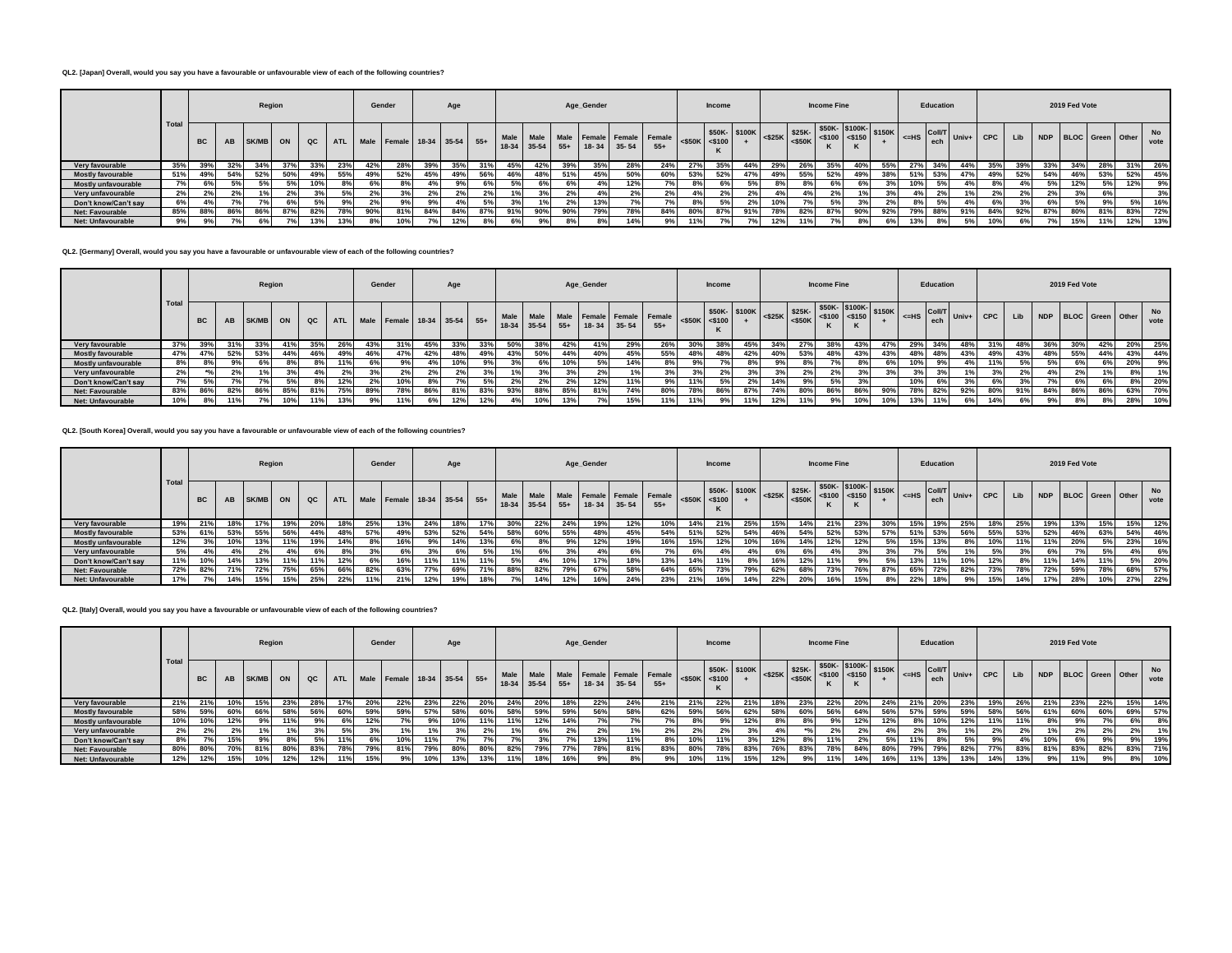**QL2. [Japan] Overall, would you say you have a favourable or unfavourable view of each of the following countries?**

| | Total | Region | | | | | | Gender | | Age | | | Age_Gender | | | | | | Income | | | Income Fine | | | | | Education | | | 2019 Fed Vote | | | | | | |
|---|---|---|---|---|---|---|---|---|---|---|---|---|---|---|---|---|---|---|---|---|---|---|---|---|---|---|---|---|---|---|---|---|---|---|---|---|
| | | BC | AB | SK/MB | ON | QC | ATL | Male | Female | 18-34 | 35-54 | 55+ | Male 18-34 | Male 35-54 | Male 55+ | Female 18- 34 | Female 35- 54 | Female 55+ | <$50K | $50K- <$100 K | $100K + | <$25K | $25K- <$50K | $50K- <$100 K | $100K- <$150 K | $150K + | <=HS | Coll/T ech | Univ+ | CPC | Lib | NDP | BLOC | Green | Other | No vote |
| Very favourable | 35% | 39% | 32% | 34% | 37% | 33% | 23% | 42% | 28% | 39% | 35% | 31% | 45% | 42% | 39% | 35% | 28% | 24% | 27% | 35% | 44% | 29% | 26% | 35% | 40% | 55% | 27% | 34% | 44% | 35% | 39% | 33% | 34% | 28% | 31% | 26% |
| Mostly favourable | 51% | 49% | 54% | 52% | 50% | 49% | 55% | 49% | 52% | 45% | 49% | 56% | 46% | 48% | 51% | 45% | 50% | 60% | 53% | 52% | 47% | 49% | 55% | 52% | 49% | 38% | 51% | 53% | 47% | 49% | 52% | 54% | 46% | 53% | 52% | 45% |
| Mostly unfavourable | 7% | 6% | 5% | 5% | 5% | 10% | 8% | 6% | 8% | 4% | 9% | 6% | 5% | 6% | 6% | 4% | 12% | 7% | 8% | 6% | 5% | 8% | 8% | 6% | 6% | 3% | 10% | 5% | 4% | 8% | 4% | 5% | 12% | 5% | 12% | 9% |
| Very unfavourable | 2% | 2% | 2% | 1% | 2% | 3% | 5% | 2% | 3% | 2% | 2% | 2% | 1% | 3% | 2% | 4% | 2% | 2% | 4% | 2% | 2% | 4% | 4% | 2% | 1% | 3% | 4% | 2% | 1% | 2% | 2% | 2% | 3% | 6% | | 3% |
| Don't know/Can't say | 6% | 4% | 7% | 7% | 6% | 5% | 9% | 2% | 9% | 9% | 4% | 5% | 3% | 1% | 2% | 13% | 7% | 7% | 8% | 5% | 2% | 10% | 7% | 5% | 3% | 2% | 8% | 5% | 4% | 6% | 3% | 6% | 5% | 9% | 5% | 16% |
| Net: Favourable | 85% | 88% | 86% | 86% | 87% | 82% | 78% | 90% | 81% | 84% | 84% | 87% | 91% | 90% | 90% | 79% | 78% | 84% | 80% | 87% | 91% | 78% | 82% | 87% | 90% | 92% | 79% | 88% | 91% | 84% | 92% | 87% | 80% | 81% | 83% | 72% |
| Net: Unfavourable | 9% | 9% | 7% | 6% | 7% | 13% | 13% | 8% | 10% | 7% | 12% | 8% | 6% | 9% | 8% | 8% | 14% | 9% | 11% | 7% | 7% | 12% | 11% | 7% | 8% | 6% | 13% | 8% | 5% | 10% | 6% | 7% | 15% | 11% | 12% | 13% |

**QL2. [Germany] Overall, would you say you have a favourable or unfavourable view of each of the following countries?**

| | Total | Region | | | | | | Gender | | Age | | | Age_Gender | | | | | | Income | | | Income Fine | | | | | Education | | | 2019 Fed Vote | | | | | | |
|---|---|---|---|---|---|---|---|---|---|---|---|---|---|---|---|---|---|---|---|---|---|---|---|---|---|---|---|---|---|---|---|---|---|---|---|---|
| | | BC | AB | SK/MB | ON | QC | ATL | Male | Female | 18-34 | 35-54 | 55+ | Male 18-34 | Male 35-54 | Male 55+ | Female 18- 34 | Female 35- 54 | Female 55+ | <$50K | $50K- <$100 K | $100K + | <$25K | $25K- <$50K | $50K- <$100 K | $100K- <$150 K | $150K + | <=HS | Coll/T ech | Univ+ | CPC | Lib | NDP | BLOC | Green | Other | No vote |
| Very favourable | 37% | 39% | 31% | 33% | 41% | 35% | 26% | 43% | 31% | 45% | 33% | 33% | 50% | 38% | 42% | 41% | 29% | 26% | 30% | 38% | 45% | 34% | 27% | 38% | 43% | 47% | 29% | 34% | 48% | 31% | 48% | 36% | 30% | 42% | 20% | 25% |
| Mostly favourable | 47% | 47% | 52% | 53% | 44% | 46% | 49% | 46% | 47% | 42% | 48% | 49% | 43% | 50% | 44% | 40% | 45% | 55% | 48% | 48% | 42% | 40% | 53% | 48% | 43% | 43% | 48% | 48% | 43% | 49% | 43% | 48% | 55% | 44% | 43% | 44% |
| Mostly unfavourable | 8% | 8% | 9% | 6% | 8% | 8% | 11% | 6% | 9% | 4% | 10% | 9% | 3% | 6% | 10% | 5% | 14% | 8% | 9% | 7% | 8% | 9% | 8% | 7% | 8% | 6% | 10% | 9% | 4% | 11% | 5% | 5% | 6% | 6% | 20% | 9% |
| Very unfavourable | 2% | *% | 2% | 1% | 3% | 4% | 2% | 3% | 2% | 2% | 2% | 3% | 1% | 3% | 3% | 2% | 1% | 3% | 3% | 2% | 3% | 3% | 2% | 2% | 3% | 3% | 3% | 3% | 1% | 3% | 2% | 4% | 2% | 1% | 8% | 1% |
| Don't know/Can't say | 7% | 5% | 7% | 7% | 5% | 8% | 12% | 2% | 10% | 8% | 7% | 5% | 2% | 2% | 2% | 12% | 11% | 9% | 11% | 5% | 2% | 14% | 9% | 5% | 3% | | 10% | 6% | 3% | 6% | 3% | 7% | 6% | 6% | 8% | 20% |
| Net: Favourable | 83% | 86% | 82% | 86% | 85% | 81% | 75% | 89% | 78% | 86% | 81% | 83% | 93% | 88% | 85% | 81% | 74% | 80% | 78% | 86% | 87% | 74% | 80% | 86% | 86% | 90% | 78% | 82% | 92% | 80% | 91% | 84% | 86% | 86% | 63% | 70% |
| Net: Unfavourable | 10% | 8% | 11% | 7% | 10% | 11% | 13% | 9% | 11% | 6% | 12% | 12% | 4% | 10% | 13% | 7% | 15% | 11% | 11% | 9% | 11% | 12% | 11% | 9% | 10% | 10% | 13% | 11% | 6% | 14% | 6% | 9% | 8% | 8% | 28% | 10% |

**QL2. [South Korea] Overall, would you say you have a favourable or unfavourable view of each of the following countries?**

| | Total | Region | | | | | | Gender | | Age | | | Age_Gender | | | | | | Income | | | Income Fine | | | | | Education | | | 2019 Fed Vote | | | | | | |
|---|---|---|---|---|---|---|---|---|---|---|---|---|---|---|---|---|---|---|---|---|---|---|---|---|---|---|---|---|---|---|---|---|---|---|---|---|
| | | BC | AB | SK/MB | ON | QC | ATL | Male | Female | 18-34 | 35-54 | 55+ | Male 18-34 | Male 35-54 | Male 55+ | Female 18- 34 | Female 35- 54 | Female 55+ | <$50K | $50K- <$100 K | $100K + | <$25K | $25K- <$50K | $50K- <$100 K | $100K- <$150 K | $150K + | <=HS | Coll/T ech | Univ+ | CPC | Lib | NDP | BLOC | Green | Other | No vote |
| Very favourable | 19% | 21% | 18% | 17% | 19% | 20% | 18% | 25% | 13% | 24% | 18% | 17% | 30% | 22% | 24% | 19% | 12% | 10% | 14% | 21% | 25% | 15% | 14% | 21% | 23% | 30% | 15% | 19% | 25% | 18% | 25% | 19% | 13% | 15% | 15% | 12% |
| Mostly favourable | 53% | 61% | 53% | 55% | 56% | 44% | 48% | 57% | 49% | 53% | 52% | 54% | 58% | 60% | 55% | 48% | 45% | 54% | 51% | 52% | 54% | 46% | 54% | 52% | 53% | 57% | 51% | 53% | 56% | 55% | 53% | 52% | 46% | 63% | 54% | 46% |
| Mostly unfavourable | 12% | 3% | 10% | 13% | 11% | 19% | 14% | 8% | 16% | 9% | 14% | 13% | 6% | 8% | 9% | 12% | 19% | 16% | 15% | 12% | 10% | 16% | 14% | 12% | 12% | 5% | 15% | 13% | 8% | 10% | 11% | 11% | 20% | 5% | 23% | 16% |
| Very unfavourable | 5% | 4% | 4% | 2% | 4% | 6% | 8% | 3% | 6% | 3% | 6% | 5% | 1% | 6% | 3% | 4% | 6% | 7% | 6% | 4% | 4% | 6% | 6% | 4% | 3% | 3% | 7% | 5% | 1% | 5% | 3% | 6% | 7% | 5% | 4% | 6% |
| Don't know/Can't say | 11% | 10% | 14% | 13% | 11% | 11% | 12% | 6% | 16% | 11% | 11% | 11% | 5% | 4% | 10% | 17% | 18% | 13% | 14% | 11% | 8% | 16% | 12% | 11% | 9% | 5% | 13% | 11% | 10% | 12% | 8% | 11% | 14% | 11% | 5% | 20% |
| Net: Favourable | 72% | 82% | 71% | 72% | 75% | 65% | 66% | 82% | 63% | 77% | 69% | 71% | 88% | 82% | 79% | 67% | 58% | 64% | 65% | 73% | 79% | 62% | 68% | 73% | 76% | 87% | 65% | 72% | 82% | 73% | 78% | 72% | 59% | 78% | 68% | 57% |
| Net: Unfavourable | 17% | 7% | 14% | 15% | 15% | 25% | 22% | 11% | 21% | 12% | 19% | 18% | 7% | 14% | 12% | 16% | 24% | 23% | 21% | 16% | 14% | 22% | 20% | 16% | 15% | 8% | 22% | 18% | 9% | 15% | 14% | 17% | 28% | 10% | 27% | 22% |

**QL2. [Italy] Overall, would you say you have a favourable or unfavourable view of each of the following countries?**

| | Total | Region | | | | | | Gender | | Age | | | Age_Gender | | | | | | Income | | | Income Fine | | | | | Education | | | 2019 Fed Vote | | | | | | |
|---|---|---|---|---|---|---|---|---|---|---|---|---|---|---|---|---|---|---|---|---|---|---|---|---|---|---|---|---|---|---|---|---|---|---|---|---|
| | | BC | AB | SK/MB | ON | QC | ATL | Male | Female | 18-34 | 35-54 | 55+ | Male 18-34 | Male 35-54 | Male 55+ | Female 18- 34 | Female 35- 54 | Female 55+ | <$50K | $50K- <$100 K | $100K + | <$25K | $25K- <$50K | $50K- <$100 K | $100K- <$150 K | $150K + | <=HS | Coll/T ech | Univ+ | CPC | Lib | NDP | BLOC | Green | Other | No vote |
| Very favourable | 21% | 21% | 10% | 15% | 23% | 28% | 17% | 20% | 22% | 23% | 22% | 20% | 24% | 20% | 18% | 22% | 24% | 21% | 21% | 22% | 21% | 18% | 23% | 22% | 20% | 24% | 21% | 20% | 23% | 19% | 26% | 21% | 23% | 22% | 15% | 14% |
| Mostly favourable | 58% | 59% | 60% | 66% | 58% | 56% | 60% | 59% | 59% | 57% | 58% | 60% | 58% | 59% | 59% | 56% | 58% | 62% | 59% | 56% | 62% | 58% | 60% | 56% | 64% | 56% | 57% | 59% | 59% | 58% | 56% | 61% | 60% | 60% | 69% | 57% |
| Mostly unfavourable | 10% | 10% | 12% | 9% | 11% | 9% | 6% | 12% | 7% | 9% | 10% | 11% | 11% | 12% | 14% | 7% | 7% | 7% | 8% | 9% | 12% | 8% | 8% | 9% | 12% | 12% | 8% | 10% | 12% | 11% | 11% | 8% | 9% | 7% | 6% | 8% |
| Very unfavourable | 2% | 2% | 2% | 1% | 1% | 3% | 5% | 3% | 1% | 1% | 3% | 2% | 1% | 6% | 2% | 2% | 1% | 2% | 2% | 2% | 3% | 4% | *% | 2% | 2% | 4% | 2% | 3% | 1% | 2% | 2% | 1% | 2% | 2% | 2% | 1% |
| Don't know/Can't say | 8% | 7% | 15% | 9% | 8% | 5% | 11% | 6% | 10% | 11% | 7% | 7% | 7% | 3% | 7% | 13% | 11% | 8% | 10% | 11% | 3% | 12% | 8% | 11% | 2% | 5% | 11% | 8% | 5% | 9% | 4% | 10% | 6% | 9% | 9% | 19% |
| Net: Favourable | 80% | 80% | 70% | 81% | 80% | 83% | 78% | 79% | 81% | 79% | 80% | 80% | 82% | 79% | 77% | 78% | 81% | 83% | 80% | 78% | 83% | 76% | 83% | 78% | 84% | 80% | 79% | 79% | 82% | 77% | 83% | 81% | 83% | 82% | 83% | 71% |
| Net: Unfavourable | 12% | 12% | 15% | 10% | 12% | 12% | 11% | 15% | 9% | 10% | 13% | 13% | 11% | 18% | 16% | 9% | 8% | 9% | 10% | 11% | 15% | 12% | 9% | 11% | 14% | 16% | 11% | 13% | 13% | 14% | 13% | 9% | 11% | 9% | 8% | 10% |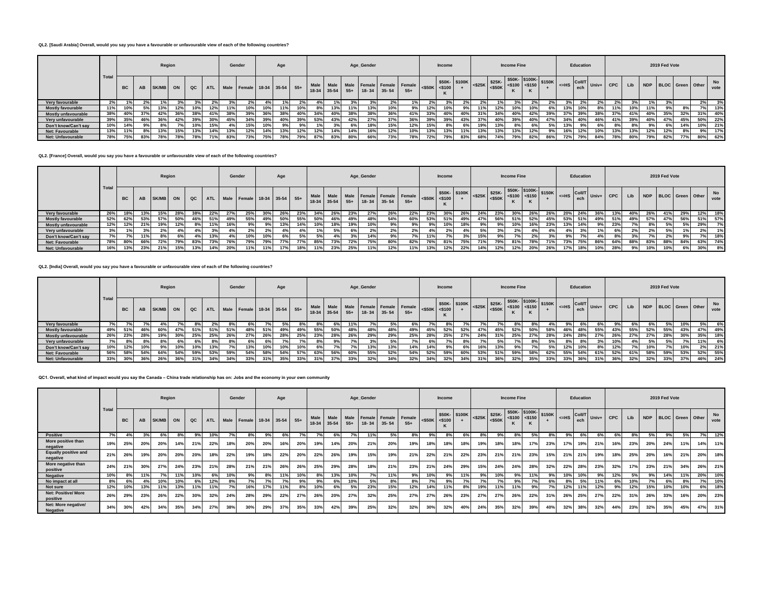**QL2. [Saudi Arabia] Overall, would you say you have a favourable or unfavourable view of each of the following countries?**

| | Total | Region | | | | | | Gender | | Age | | | Age_Gender | | | | | | Income | | | Income Fine | | | | | Education | | | 2019 Fed Vote | | | | | | |
|---|---|---|---|---|---|---|---|---|---|---|---|---|---|---|---|---|---|---|---|---|---|---|---|---|---|---|---|---|---|---|---|---|---|---|---|---|
| | | BC | AB | SK/MB | ON | QC | ATL | Male | Female | 18-34 | 35-54 | 55+ | Male 18-34 | Male 35-54 | Male 55+ | Female 18- 34 | Female 35- 54 | Female 55+ | <$50K | $50K- <$100 K | $100K + | <$25K | $25K- <$50K | $50K- <$100 K | $100K- <$150 K | $150K + | <=HS | Coll/T ech | Univ+ | CPC | Lib | NDP | BLOC | Green | Other | No vote |
| Very favourable | 2% | 1% | 2% | 1% | 3% | 3% | 2% | 3% | 2% | 4% | 1% | 2% | 4% | 1% | 3% | 3% | 2% | 1% | 2% | 3% | 2% | 2% | 1% | 3% | 2% | 2% | 3% | 2% | 2% | 2% | 3% | 1% | 3% | | 2% | 3% |
| Mostly favourable | 11% | 10% | 5% | 13% | 12% | 10% | 12% | 11% | 10% | 10% | 11% | 10% | 8% | 13% | 11% | 13% | 10% | 9% | 12% | 10% | 9% | 11% | 12% | 10% | 10% | 6% | 13% | 10% | 8% | 11% | 10% | 11% | 9% | 8% | 7% | 13% |
| Mostly unfavourable | 38% | 40% | 37% | 42% | 36% | 38% | 41% | 38% | 39% | 36% | 38% | 40% | 34% | 40% | 38% | 38% | 36% | 41% | 33% | 40% | 40% | 31% | 34% | 40% | 42% | 39% | 37% | 39% | 38% | 37% | 41% | 40% | 35% | 32% | 31% | 40% |
| Very unfavourable | 39% | 35% | 46% | 36% | 42% | 39% | 30% | 45% | 34% | 39% | 40% | 39% | 53% | 43% | 42% | 27% | 37% | 36% | 39% | 39% | 43% | 37% | 40% | 39% | 40% | 47% | 34% | 40% | 46% | 41% | 39% | 40% | 47% | 45% | 50% | 22% |
| Don't know/Can't say | 10% | 14% | 9% | 8% | 7% | 10% | 15% | 4% | 15% | 10% | 9% | 9% | 1% | 3% | 6% | 18% | 15% | 12% | 15% | 8% | 6% | 19% | 13% | 8% | 6% | 5% | 13% | 9% | 6% | 8% | 8% | 9% | 6% | 14% | 10% | 21% |
| Net: Favourable | 13% | 11% | 8% | 13% | 15% | 13% | 14% | 13% | 12% | 14% | 13% | 12% | 12% | 14% | 14% | 16% | 12% | 10% | 13% | 13% | 11% | 13% | 13% | 13% | 12% | 9% | 16% | 12% | 10% | 13% | 13% | 12% | 12% | 8% | 9% | 17% |
| Net: Unfavourable | 78% | 75% | 83% | 78% | 78% | 78% | 71% | 83% | 73% | 75% | 78% | 79% | 87% | 83% | 80% | 66% | 73% | 78% | 72% | 79% | 83% | 68% | 74% | 79% | 82% | 86% | 72% | 79% | 84% | 78% | 80% | 79% | 82% | 77% | 80% | 62% |

**QL2. [France] Overall, would you say you have a favourable or unfavourable view of each of the following countries?**

| | Total | Region | | | | | | Gender | | Age | | | Age_Gender | | | | | | Income | | | Income Fine | | | | | Education | | | 2019 Fed Vote | | | | | | |
|---|---|---|---|---|---|---|---|---|---|---|---|---|---|---|---|---|---|---|---|---|---|---|---|---|---|---|---|---|---|---|---|---|---|---|---|---|
| | | BC | AB | SK/MB | ON | QC | ATL | Male | Female | 18-34 | 35-54 | 55+ | Male 18-34 | Male 35-54 | Male 55+ | Female 18- 34 | Female 35- 54 | Female 55+ | <$50K | $50K- <$100 K | $100K + | <$25K | $25K- <$50K | $50K- <$100 K | $100K- <$150 K | $150K + | <=HS | Coll/T ech | Univ+ | CPC | Lib | NDP | BLOC | Green | Other | No vote |
| Very favourable | 26% | 18% | 13% | 15% | 28% | 38% | 22% | 27% | 25% | 30% | 26% | 23% | 34% | 26% | 23% | 27% | 26% | 22% | 23% | 30% | 26% | 24% | 23% | 30% | 26% | 26% | 20% | 24% | 36% | 13% | 40% | 26% | 41% | 29% | 12% | 18% |
| Mostly favourable | 52% | 62% | 53% | 57% | 50% | 46% | 51% | 49% | 55% | 49% | 50% | 55% | 50% | 46% | 49% | 48% | 54% | 60% | 53% | 51% | 49% | 47% | 56% | 51% | 52% | 45% | 53% | 51% | 49% | 51% | 49% | 57% | 47% | 56% | 51% | 57% |
| Mostly unfavourable | 12% | 12% | 21% | 19% | 12% | 8% | 11% | 16% | 9% | 9% | 13% | 14% | 10% | 18% | 19% | 10% | 9% | 9% | 9% | 10% | 18% | 9% | 9% | 10% | 16% | 23% | 13% | 14% | 9% | 23% | 7% | 8% | 5% | 5% | 29% | 7% |
| Very unfavourable | 3% | 1% | 3% | 2% | 4% | 4% | 3% | 4% | 2% | 2% | 4% | 4% | 1% | 5% | 6% | 2% | 2% | 2% | 4% | 2% | 4% | 5% | 3% | 2% | 4% | 4% | 4% | 3% | 1% | 6% | 2% | 2% | 5% | 1% | 2% | 1% |
| Don't know/Can't say | 7% | 7% | 11% | 8% | 6% | 4% | 13% | 4% | 10% | 10% | 6% | 5% | 5% | 4% | 3% | 14% | 9% | 7% | 11% | 7% | 3% | 15% | 9% | 7% | 2% | 3% | 9% | 7% | 4% | 8% | 3% | 7% | 2% | 9% | 7% | 18% |
| Net: Favourable | 78% | 80% | 66% | 72% | 79% | 83% | 73% | 76% | 79% | 79% | 77% | 77% | 85% | 73% | 72% | 75% | 80% | 82% | 76% | 81% | 75% | 71% | 79% | 81% | 78% | 71% | 73% | 75% | 86% | 64% | 88% | 83% | 88% | 84% | 63% | 74% |
| Net: Unfavourable | 16% | 13% | 23% | 21% | 15% | 13% | 14% | 20% | 11% | 11% | 17% | 18% | 11% | 23% | 25% | 11% | 12% | 11% | 13% | 12% | 22% | 14% | 12% | 12% | 20% | 26% | 17% | 18% | 10% | 28% | 9% | 10% | 10% | 6% | 30% | 8% |

**QL2. [India] Overall, would you say you have a favourable or unfavourable view of each of the following countries?**

| | Total | Region | | | | | | Gender | | Age | | | Age_Gender | | | | | | Income | | | Income Fine | | | | | Education | | | 2019 Fed Vote | | | | | | |
|---|---|---|---|---|---|---|---|---|---|---|---|---|---|---|---|---|---|---|---|---|---|---|---|---|---|---|---|---|---|---|---|---|---|---|---|---|
| | | BC | AB | SK/MB | ON | QC | ATL | Male | Female | 18-34 | 35-54 | 55+ | Male 18-34 | Male 35-54 | Male 55+ | Female 18- 34 | Female 35- 54 | Female 55+ | <$50K | $50K- <$100 K | $100K + | <$25K | $25K- <$50K | $50K- <$100 K | $100K- <$150 K | $150K + | <=HS | Coll/T ech | Univ+ | CPC | Lib | NDP | BLOC | Green | Other | No vote |
| Very favourable | 7% | 7% | 7% | 4% | 7% | 8% | 2% | 8% | 6% | 7% | 5% | 8% | 8% | 6% | 11% | 7% | 5% | 6% | 7% | 8% | 7% | 7% | 7% | 8% | 8% | 4% | 9% | 6% | 6% | 9% | 6% | 6% | 5% | 10% | 5% | 6% |
| Mostly favourable | 49% | 51% | 46% | 60% | 47% | 51% | 51% | 51% | 48% | 51% | 49% | 49% | 55% | 50% | 48% | 48% | 48% | 49% | 45% | 52% | 52% | 47% | 45% | 52% | 50% | 58% | 46% | 48% | 55% | 43% | 55% | 52% | 55% | 43% | 47% | 49% |
| Mostly unfavourable | 26% | 23% | 28% | 19% | 30% | 25% | 25% | 26% | 27% | 26% | 28% | 25% | 23% | 28% | 26% | 29% | 29% | 25% | 28% | 25% | 27% | 24% | 31% | 25% | 27% | 28% | 24% | 28% | 27% | 26% | 27% | 27% | 28% | 30% | 35% | 18% |
| Very unfavourable | 7% | 8% | 8% | 8% | 6% | 6% | 8% | 8% | 6% | 6% | 7% | 7% | 8% | 9% | 7% | 3% | 5% | 7% | 6% | 7% | 8% | 7% | 5% | 7% | 8% | 5% | 8% | 8% | 3% | 10% | 4% | 5% | 5% | 7% | 11% | 6% |
| Don't know/Can't say | 10% | 12% | 10% | 9% | 10% | 10% | 13% | 7% | 13% | 10% | 10% | 10% | 6% | 7% | 7% | 13% | 13% | 14% | 14% | 9% | 6% | 16% | 13% | 9% | 7% | 5% | 12% | 10% | 8% | 12% | 7% | 10% | 7% | 10% | 2% | 21% |
| Net: Favourable | 56% | 58% | 54% | 64% | 54% | 59% | 53% | 59% | 54% | 58% | 54% | 57% | 63% | 56% | 60% | 55% | 52% | 54% | 52% | 59% | 60% | 53% | 51% | 59% | 58% | 62% | 55% | 54% | 61% | 52% | 61% | 58% | 59% | 53% | 52% | 55% |
| Net: Unfavourable | 33% | 30% | 36% | 26% | 36% | 31% | 34% | 34% | 33% | 31% | 35% | 33% | 31% | 37% | 33% | 32% | 34% | 32% | 34% | 32% | 34% | 31% | 36% | 32% | 35% | 33% | 33% | 36% | 31% | 36% | 32% | 32% | 33% | 37% | 46% | 24% |

**QC1. Overall, what kind of impact would you say the Canada – China trade relationship has on: Jobs and the economy in your own community**

| | Total | Region | | | | | | Gender | | Age | | | Age_Gender | | | | | | Income | | | Income Fine | | | | | Education | | | 2019 Fed Vote | | | | | | |
|---|---|---|---|---|---|---|---|---|---|---|---|---|---|---|---|---|---|---|---|---|---|---|---|---|---|---|---|---|---|---|---|---|---|---|---|---|
| | | BC | AB | SK/MB | ON | QC | ATL | Male | Female | 18-34 | 35-54 | 55+ | Male 18-34 | Male 35-54 | Male 55+ | Female 18- 34 | Female 35- 54 | Female 55+ | <$50K | $50K- <$100 K | $100K + | <$25K | $25K- <$50K | $50K- <$100 K | $100K- <$150 K | $150K + | <=HS | Coll/T ech | Univ+ | CPC | Lib | NDP | BLOC | Green | Other | No vote |
| Positive | 7% | 4% | 3% | 6% | 8% | 9% | 10% | 7% | 8% | 9% | 6% | 7% | 7% | 6% | 7% | 11% | 5% | 8% | 9% | 8% | 6% | 8% | 9% | 8% | 5% | 8% | 9% | 6% | 6% | 6% | 8% | 5% | 9% | 5% | 7% | 12% |
| More positive than negative | 19% | 25% | 20% | 20% | 14% | 21% | 22% | 18% | 20% | 20% | 16% | 20% | 19% | 14% | 20% | 21% | 20% | 19% | 18% | 18% | 18% | 19% | 18% | 18% | 17% | 23% | 17% | 19% | 21% | 16% | 23% | 20% | 24% | 11% | 14% | 11% |
| Equally positive and negative | 21% | 26% | 19% | 20% | 20% | 20% | 18% | 22% | 19% | 18% | 22% | 20% | 22% | 26% | 19% | 15% | 19% | 21% | 22% | 21% | 22% | 23% | 21% | 21% | 23% | 15% | 21% | 21% | 19% | 18% | 25% | 20% | 16% | 21% | 20% | 18% |
| More negative than positive | 24% | 21% | 30% | 27% | 24% | 23% | 21% | 28% | 21% | 21% | 26% | 26% | 25% | 29% | 28% | 18% | 21% | 23% | 21% | 24% | 29% | 15% | 24% | 24% | 28% | 32% | 22% | 28% | 23% | 32% | 17% | 23% | 21% | 34% | 26% | 21% |
| Negative | 10% | 8% | 11% | 7% | 11% | 10% | 6% | 10% | 9% | 8% | 11% | 10% | 8% | 13% | 10% | 7% | 11% | 9% | 10% | 9% | 11% | 9% | 10% | 9% | 11% | 9% | 10% | 10% | 9% | 12% | 5% | 9% | 14% | 11% | 20% | 10% |
| No impact at all | 8% | 6% | 4% | 10% | 10% | 6% | 12% | 8% | 7% | 7% | 7% | 9% | 9% | 6% | 10% | 5% | 8% | 8% | 7% | 9% | 7% | 7% | 7% | 9% | 7% | 6% | 8% | 5% | 11% | 6% | 10% | 7% | 6% | 8% | 7% | 10% |
| Not sure | 12% | 10% | 13% | 11% | 13% | 11% | 11% | 7% | 16% | 17% | 11% | 8% | 10% | 6% | 5% | 23% | 15% | 12% | 14% | 11% | 8% | 19% | 11% | 11% | 9% | 7% | 12% | 11% | 12% | 9% | 12% | 15% | 10% | 10% | 6% | 18% |
| Net: Positive/ More positive | 26% | 29% | 23% | 26% | 22% | 30% | 32% | 24% | 28% | 29% | 22% | 27% | 26% | 20% | 27% | 32% | 25% | 27% | 27% | 26% | 23% | 27% | 27% | 26% | 22% | 31% | 26% | 25% | 27% | 22% | 31% | 26% | 33% | 16% | 20% | 23% |
| Net: More negative/ Negative | 34% | 30% | 42% | 34% | 35% | 34% | 27% | 38% | 30% | 29% | 37% | 35% | 33% | 42% | 39% | 25% | 32% | 32% | 30% | 32% | 40% | 24% | 35% | 32% | 39% | 40% | 32% | 38% | 32% | 44% | 23% | 32% | 35% | 45% | 47% | 31% |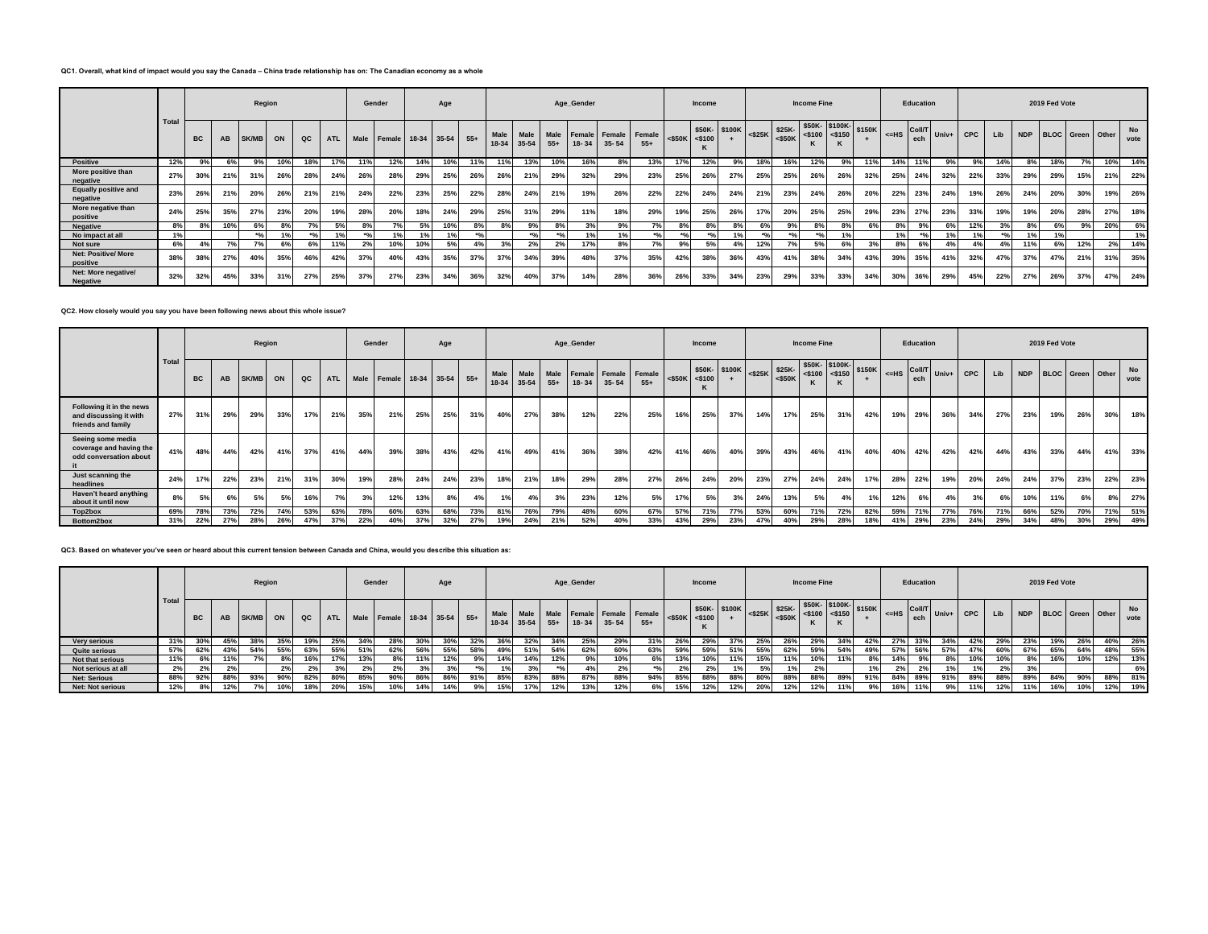**QC1. Overall, what kind of impact would you say the Canada – China trade relationship has on: The Canadian economy as a whole**

| | Total | Region | | | | | | Gender | | Age | | | Age_Gender | | | | | | Income | | | Income Fine | | | | | Education | | | 2019 Fed Vote | | | | | | |
|---|---|---|---|---|---|---|---|---|---|---|---|---|---|---|---|---|---|---|---|---|---|---|---|---|---|---|---|---|---|---|---|---|---|---|---|---|
| | | BC | AB | SK/MB | ON | QC | ATL | Male | Female | 18-34 | 35-54 | 55+ | Male 18-34 | Male 35-54 | Male 55+ | Female 18- 34 | Female 35- 54 | Female 55+ | <$50K | $50K- <$100 K | $100K + | <$25K | $25K- <$50K | $50K- <$100 K | $100K- <$150 K | $150K + | <=HS | Coll/T ech | Univ+ | CPC | Lib | NDP | BLOC | Green | Other | No vote |
| Positive | 12% | 9% | 6% | 9% | 10% | 18% | 17% | 11% | 12% | 14% | 10% | 11% | 11% | 13% | 10% | 16% | 8% | 13% | 17% | 12% | 9% | 18% | 16% | 12% | 9% | 11% | 14% | 11% | 9% | 9% | 14% | 8% | 18% | 7% | 10% | 14% |
| More positive than negative | 27% | 30% | 21% | 31% | 26% | 28% | 24% | 26% | 28% | 29% | 25% | 26% | 26% | 21% | 29% | 32% | 29% | 23% | 25% | 26% | 27% | 25% | 25% | 26% | 26% | 32% | 25% | 24% | 32% | 22% | 33% | 29% | 29% | 15% | 21% | 22% |
| Equally positive and negative | 23% | 26% | 21% | 20% | 26% | 21% | 21% | 24% | 22% | 23% | 25% | 22% | 28% | 24% | 21% | 19% | 26% | 22% | 22% | 24% | 24% | 21% | 23% | 24% | 26% | 20% | 22% | 23% | 24% | 19% | 26% | 24% | 20% | 30% | 19% | 26% |
| More negative than positive | 24% | 25% | 35% | 27% | 23% | 20% | 19% | 28% | 20% | 18% | 24% | 29% | 25% | 31% | 29% | 11% | 18% | 29% | 19% | 25% | 26% | 17% | 20% | 25% | 25% | 29% | 23% | 27% | 23% | 33% | 19% | 19% | 20% | 28% | 27% | 18% |
| Negative | 8% | 8% | 10% | 6% | 8% | 7% | 5% | 8% | 7% | 5% | 10% | 8% | 8% | 9% | 8% | 3% | 9% | 7% | 8% | 8% | 8% | 6% | 9% | 8% | 8% | 6% | 8% | 9% | 6% | 12% | 3% | 8% | 6% | 9% | 20% | 6% |
| No impact at all | 1% | | | *% | 1% | *% | 1% | *% | 1% | 1% | 1% | *% | | *% | *% | 1% | 1% | *% | *% | *% | 1% | *% | *% | *% | 1% | | 1% | *% | 1% | 1% | *% | 1% | 1% | | | 1% |
| Not sure | 6% | 4% | 7% | 7% | 6% | 6% | 11% | 2% | 10% | 10% | 5% | 4% | 3% | 2% | 2% | 17% | 8% | 7% | 9% | 5% | 4% | 12% | 7% | 5% | 6% | 3% | 8% | 6% | 4% | 4% | 4% | 11% | 6% | 12% | 2% | 14% |
| Net: Positive/ More positive | 38% | 38% | 27% | 40% | 35% | 46% | 42% | 37% | 40% | 43% | 35% | 37% | 37% | 34% | 39% | 48% | 37% | 35% | 42% | 38% | 36% | 43% | 41% | 38% | 34% | 43% | 39% | 35% | 41% | 32% | 47% | 37% | 47% | 21% | 31% | 35% |
| Net: More negative/ Negative | 32% | 32% | 45% | 33% | 31% | 27% | 25% | 37% | 27% | 23% | 34% | 36% | 32% | 40% | 37% | 14% | 28% | 36% | 26% | 33% | 34% | 23% | 29% | 33% | 33% | 34% | 30% | 36% | 29% | 45% | 22% | 27% | 26% | 37% | 47% | 24% |

**QC2. How closely would you say you have been following news about this whole issue?**

| | Total | Region | | | | | | Gender | | Age | | | Age_Gender | | | | | | Income | | | Income Fine | | | | | Education | | | 2019 Fed Vote | | | | | | |
|---|---|---|---|---|---|---|---|---|---|---|---|---|---|---|---|---|---|---|---|---|---|---|---|---|---|---|---|---|---|---|---|---|---|---|---|---|
| | | BC | AB | SK/MB | ON | QC | ATL | Male | Female | 18-34 | 35-54 | 55+ | Male 18-34 | Male 35-54 | Male 55+ | Female 18- 34 | Female 35- 54 | Female 55+ | <$50K | $50K- <$100 K | $100K + | <$25K | $25K- <$50K | $50K- <$100 K | $100K- <$150 K | $150K + | <=HS | Coll/T ech | Univ+ | CPC | Lib | NDP | BLOC | Green | Other | No vote |
| Following it in the news and discussing it with friends and family | 27% | 31% | 29% | 29% | 33% | 17% | 21% | 35% | 21% | 25% | 25% | 31% | 40% | 27% | 38% | 12% | 22% | 25% | 16% | 25% | 37% | 14% | 17% | 25% | 31% | 42% | 19% | 29% | 36% | 34% | 27% | 23% | 19% | 26% | 30% | 18% |
| Seeing some media coverage and having the odd conversation about it | 41% | 48% | 44% | 42% | 41% | 37% | 41% | 44% | 39% | 38% | 43% | 42% | 41% | 49% | 41% | 36% | 38% | 42% | 41% | 46% | 40% | 39% | 43% | 46% | 41% | 40% | 40% | 42% | 42% | 42% | 44% | 43% | 33% | 44% | 41% | 33% |
| Just scanning the headlines | 24% | 17% | 22% | 23% | 21% | 31% | 30% | 19% | 28% | 24% | 24% | 23% | 18% | 21% | 18% | 29% | 28% | 27% | 26% | 24% | 20% | 23% | 27% | 24% | 24% | 17% | 28% | 22% | 19% | 20% | 24% | 24% | 37% | 23% | 22% | 23% |
| Haven't heard anything about it until now | 8% | 5% | 6% | 5% | 5% | 16% | 7% | 3% | 12% | 13% | 8% | 4% | 1% | 4% | 3% | 23% | 12% | 5% | 17% | 5% | 3% | 24% | 13% | 5% | 4% | 1% | 12% | 6% | 4% | 3% | 6% | 10% | 11% | 6% | 8% | 27% |
| Top2box | 69% | 78% | 73% | 72% | 74% | 53% | 63% | 78% | 60% | 63% | 68% | 73% | 81% | 76% | 79% | 48% | 60% | 67% | 57% | 71% | 77% | 53% | 60% | 71% | 72% | 82% | 59% | 71% | 77% | 76% | 71% | 66% | 52% | 70% | 71% | 51% |
| Bottom2box | 31% | 22% | 27% | 28% | 26% | 47% | 37% | 22% | 40% | 37% | 32% | 27% | 19% | 24% | 21% | 52% | 40% | 33% | 43% | 29% | 23% | 47% | 40% | 29% | 28% | 18% | 41% | 29% | 23% | 24% | 29% | 34% | 48% | 30% | 29% | 49% |

**QC3. Based on whatever you've seen or heard about this current tension between Canada and China, would you describe this situation as:**

| | Total | Region | | | | | | Gender | | Age | | | Age_Gender | | | | | | Income | | | Income Fine | | | | | Education | | | 2019 Fed Vote | | | | | | |
|---|---|---|---|---|---|---|---|---|---|---|---|---|---|---|---|---|---|---|---|---|---|---|---|---|---|---|---|---|---|---|---|---|---|---|---|---|
| | | BC | AB | SK/MB | ON | QC | ATL | Male | Female | 18-34 | 35-54 | 55+ | Male 18-34 | Male 35-54 | Male 55+ | Female 18- 34 | Female 35- 54 | Female 55+ | <$50K | $50K- <$100 K | $100K + | <$25K | $25K- <$50K | $50K- <$100 K | $100K- <$150 K | $150K + | <=HS | Coll/T ech | Univ+ | CPC | Lib | NDP | BLOC | Green | Other | No vote |
| Very serious | 31% | 30% | 45% | 38% | 35% | 19% | 25% | 34% | 28% | 30% | 30% | 32% | 36% | 32% | 34% | 25% | 29% | 31% | 26% | 29% | 37% | 25% | 26% | 29% | 34% | 42% | 27% | 33% | 34% | 42% | 29% | 23% | 19% | 26% | 40% | 26% |
| Quite serious | 57% | 62% | 43% | 54% | 55% | 63% | 55% | 51% | 62% | 56% | 55% | 58% | 49% | 51% | 54% | 62% | 60% | 63% | 59% | 59% | 51% | 55% | 62% | 59% | 54% | 49% | 57% | 56% | 57% | 47% | 60% | 67% | 65% | 64% | 48% | 55% |
| Not that serious | 11% | 6% | 11% | 7% | 8% | 16% | 17% | 13% | 8% | 11% | 12% | 9% | 14% | 14% | 12% | 9% | 10% | 6% | 13% | 10% | 11% | 15% | 11% | 10% | 11% | 8% | 14% | 9% | 8% | 10% | 10% | 8% | 16% | 10% | 12% | 13% |
| Not serious at all | 2% | 2% | 2% | | 2% | 2% | 3% | 2% | 2% | 3% | 3% | *% | 1% | 3% | *% | 4% | 2% | *% | 2% | 2% | 1% | 5% | 1% | 2% | | 1% | 2% | 2% | 1% | 1% | 2% | 3% | | | | 6% |
| Net: Serious | 88% | 92% | 88% | 93% | 90% | 82% | 80% | 85% | 90% | 86% | 86% | 91% | 85% | 83% | 88% | 87% | 88% | 94% | 85% | 88% | 88% | 80% | 88% | 88% | 89% | 91% | 84% | 89% | 91% | 89% | 88% | 89% | 84% | 90% | 88% | 81% |
| Net: Not serious | 12% | 8% | 12% | 7% | 10% | 18% | 20% | 15% | 10% | 14% | 14% | 9% | 15% | 17% | 12% | 13% | 12% | 6% | 15% | 12% | 12% | 20% | 12% | 12% | 11% | 9% | 16% | 11% | 9% | 11% | 12% | 11% | 16% | 10% | 12% | 19% |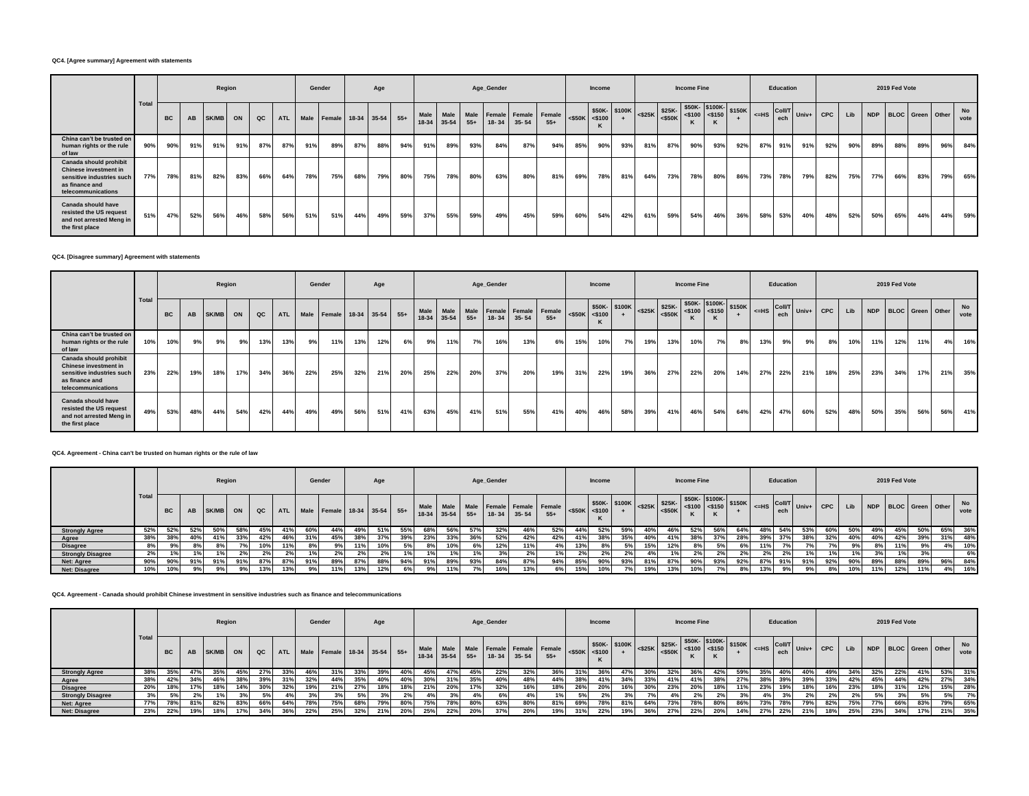**QC4. [Agree summary] Agreement with statements**

| | Total | Region | | | | | | Gender | | Age | | | Age_Gender | | | | | | Income | | | Income Fine | | | | | Education | | | 2019 Fed Vote | | | | | | |
|---|---|---|---|---|---|---|---|---|---|---|---|---|---|---|---|---|---|---|---|---|---|---|---|---|---|---|---|---|---|---|---|---|---|---|---|---|
| | | BC | AB | SK/MB | ON | QC | ATL | Male | Female | 18-34 | 35-54 | 55+ | Male 18-34 | Male 35-54 | Male 55+ | Female 18- 34 | Female 35- 54 | Female 55+ | <$50K | $50K- <$100 K | $100K + | <$25K | $25K- <$50K | $50K- <$100 K | $100K- <$150 K | $150K + | <=HS | Coll/T ech | Univ+ | CPC | Lib | NDP | BLOC | Green | Other | No vote |
| China can't be trusted on human rights or the rule of law | 90% | 90% | 91% | 91% | 91% | 87% | 87% | 91% | 89% | 87% | 88% | 94% | 91% | 89% | 93% | 84% | 87% | 94% | 85% | 90% | 93% | 81% | 87% | 90% | 93% | 92% | 87% | 91% | 91% | 92% | 90% | 89% | 88% | 89% | 96% | 84% |
| Canada should prohibit Chinese investment in sensitive industries such as finance and telecommunications | 77% | 78% | 81% | 82% | 83% | 66% | 64% | 78% | 75% | 68% | 79% | 80% | 75% | 78% | 80% | 63% | 80% | 81% | 69% | 78% | 81% | 64% | 73% | 78% | 80% | 86% | 73% | 78% | 79% | 82% | 75% | 77% | 66% | 83% | 79% | 65% |
| Canada should have resisted the US request and not arrested Meng in the first place | 51% | 47% | 52% | 56% | 46% | 58% | 56% | 51% | 51% | 44% | 49% | 59% | 37% | 55% | 59% | 49% | 45% | 59% | 60% | 54% | 42% | 61% | 59% | 54% | 46% | 36% | 58% | 53% | 40% | 48% | 52% | 50% | 65% | 44% | 44% | 59% |

**QC4. [Disagree summary] Agreement with statements**

| | Total | Region | | | | | | Gender | | Age | | | Age_Gender | | | | | | Income | | | Income Fine | | | | | Education | | | 2019 Fed Vote | | | | | | |
|---|---|---|---|---|---|---|---|---|---|---|---|---|---|---|---|---|---|---|---|---|---|---|---|---|---|---|---|---|---|---|---|---|---|---|---|---|
| | | BC | AB | SK/MB | ON | QC | ATL | Male | Female | 18-34 | 35-54 | 55+ | Male 18-34 | Male 35-54 | Male 55+ | Female 18- 34 | Female 35- 54 | Female 55+ | <$50K | $50K- <$100 K | $100K + | <$25K | $25K- <$50K | $50K- <$100 K | $100K- <$150 K | $150K + | <=HS | Coll/T ech | Univ+ | CPC | Lib | NDP | BLOC | Green | Other | No vote |
| China can't be trusted on human rights or the rule of law | 10% | 10% | 9% | 9% | 9% | 13% | 13% | 9% | 11% | 13% | 12% | 6% | 9% | 11% | 7% | 16% | 13% | 6% | 15% | 10% | 7% | 19% | 13% | 10% | 7% | 8% | 13% | 9% | 9% | 8% | 10% | 11% | 12% | 11% | 4% | 16% |
| Canada should prohibit Chinese investment in sensitive industries such as finance and telecommunications | 23% | 22% | 19% | 18% | 17% | 34% | 36% | 22% | 25% | 32% | 21% | 20% | 25% | 22% | 20% | 37% | 20% | 19% | 31% | 22% | 19% | 36% | 27% | 22% | 20% | 14% | 27% | 22% | 21% | 18% | 25% | 23% | 34% | 17% | 21% | 35% |
| Canada should have resisted the US request and not arrested Meng in the first place | 49% | 53% | 48% | 44% | 54% | 42% | 44% | 49% | 49% | 56% | 51% | 41% | 63% | 45% | 41% | 51% | 55% | 41% | 40% | 46% | 58% | 39% | 41% | 46% | 54% | 64% | 42% | 47% | 60% | 52% | 48% | 50% | 35% | 56% | 56% | 41% |

**QC4. Agreement - China can't be trusted on human rights or the rule of law**

| | Total | Region | | | | | | Gender | | Age | | | Age_Gender | | | | | | Income | | | Income Fine | | | | | Education | | | 2019 Fed Vote | | | | | | |
|---|---|---|---|---|---|---|---|---|---|---|---|---|---|---|---|---|---|---|---|---|---|---|---|---|---|---|---|---|---|---|---|---|---|---|---|---|
| | | BC | AB | SK/MB | ON | QC | ATL | Male | Female | 18-34 | 35-54 | 55+ | Male 18-34 | Male 35-54 | Male 55+ | Female 18- 34 | Female 35- 54 | Female 55+ | <$50K | $50K- <$100 K | $100K + | <$25K | $25K- <$50K | $50K- <$100 K | $100K- <$150 K | $150K + | <=HS | Coll/T ech | Univ+ | CPC | Lib | NDP | BLOC | Green | Other | No vote |
| Strongly Agree | 52% | 52% | 52% | 50% | 58% | 45% | 41% | 60% | 44% | 49% | 51% | 55% | 68% | 56% | 57% | 32% | 46% | 52% | 44% | 52% | 59% | 40% | 46% | 52% | 56% | 64% | 48% | 54% | 53% | 60% | 50% | 49% | 45% | 50% | 65% | 36% |
| Agree | 38% | 38% | 40% | 41% | 33% | 42% | 46% | 31% | 45% | 38% | 37% | 39% | 23% | 33% | 36% | 52% | 42% | 42% | 41% | 38% | 35% | 40% | 41% | 38% | 37% | 28% | 39% | 37% | 38% | 32% | 40% | 40% | 42% | 39% | 31% | 48% |
| Disagree | 8% | 9% | 8% | 8% | 7% | 10% | 11% | 8% | 9% | 11% | 10% | 5% | 8% | 10% | 6% | 12% | 11% | 4% | 13% | 8% | 5% | 15% | 12% | 8% | 5% | 6% | 11% | 7% | 7% | 7% | 9% | 8% | 11% | 9% | 4% | 10% |
| Strongly Disagree | 2% | 1% | 1% | 1% | 2% | 2% | 2% | 1% | 2% | 2% | 2% | 1% | 1% | 1% | 1% | 3% | 2% | 1% | 2% | 2% | 2% | 4% | 1% | 2% | 2% | 2% | 2% | 2% | 1% | 1% | 1% | 3% | 1% | 3% | | 6% |
| Net: Agree | 90% | 90% | 91% | 91% | 91% | 87% | 87% | 91% | 89% | 87% | 88% | 94% | 91% | 89% | 93% | 84% | 87% | 94% | 85% | 90% | 93% | 81% | 87% | 90% | 93% | 92% | 87% | 91% | 91% | 92% | 90% | 89% | 88% | 89% | 96% | 84% |
| Net: Disagree | 10% | 10% | 9% | 9% | 9% | 13% | 13% | 9% | 11% | 13% | 12% | 6% | 9% | 11% | 7% | 16% | 13% | 6% | 15% | 10% | 7% | 19% | 13% | 10% | 7% | 8% | 13% | 9% | 9% | 8% | 10% | 11% | 12% | 11% | 4% | 16% |

**QC4. Agreement - Canada should prohibit Chinese investment in sensitive industries such as finance and telecommunications**

| | Total | Region | | | | | | Gender | | Age | | | Age_Gender | | | | | | Income | | | Income Fine | | | | | Education | | | 2019 Fed Vote | | | | | | |
|---|---|---|---|---|---|---|---|---|---|---|---|---|---|---|---|---|---|---|---|---|---|---|---|---|---|---|---|---|---|---|---|---|---|---|---|---|
| | | BC | AB | SK/MB | ON | QC | ATL | Male | Female | 18-34 | 35-54 | 55+ | Male 18-34 | Male 35-54 | Male 55+ | Female 18- 34 | Female 35- 54 | Female 55+ | <$50K | $50K- <$100 K | $100K + | <$25K | $25K- <$50K | $50K- <$100 K | $100K- <$150 K | $150K + | <=HS | Coll/T ech | Univ+ | CPC | Lib | NDP | BLOC | Green | Other | No vote |
| Strongly Agree | 38% | 35% | 47% | 35% | 45% | 27% | 33% | 46% | 31% | 33% | 39% | 40% | 45% | 47% | 45% | 22% | 32% | 36% | 31% | 36% | 47% | 30% | 32% | 36% | 42% | 59% | 35% | 40% | 40% | 49% | 34% | 32% | 22% | 41% | 53% | 31% |
| Agree | 38% | 42% | 34% | 46% | 38% | 39% | 31% | 32% | 44% | 35% | 40% | 40% | 30% | 31% | 35% | 40% | 48% | 44% | 38% | 41% | 34% | 33% | 41% | 41% | 38% | 27% | 38% | 39% | 39% | 33% | 42% | 45% | 44% | 42% | 27% | 34% |
| Disagree | 20% | 18% | 17% | 18% | 14% | 30% | 32% | 19% | 21% | 27% | 18% | 18% | 21% | 20% | 17% | 32% | 16% | 18% | 26% | 20% | 16% | 30% | 23% | 20% | 18% | 11% | 23% | 19% | 18% | 16% | 23% | 18% | 31% | 12% | 15% | 28% |
| Strongly Disagree | 3% | 5% | 2% | 1% | 3% | 5% | 4% | 3% | 3% | 5% | 3% | 2% | 4% | 3% | 4% | 6% | 4% | 1% | 5% | 2% | 3% | 7% | 4% | 2% | 2% | 3% | 4% | 3% | 2% | 2% | 2% | 5% | 3% | 5% | 5% | 7% |
| Net: Agree | 77% | 78% | 81% | 82% | 83% | 66% | 64% | 78% | 75% | 68% | 79% | 80% | 75% | 78% | 80% | 63% | 80% | 81% | 69% | 78% | 81% | 64% | 73% | 78% | 80% | 86% | 73% | 78% | 79% | 82% | 75% | 77% | 66% | 83% | 79% | 65% |
| Net: Disagree | 23% | 22% | 19% | 18% | 17% | 34% | 36% | 22% | 25% | 32% | 21% | 20% | 25% | 22% | 20% | 37% | 20% | 19% | 31% | 22% | 19% | 36% | 27% | 22% | 20% | 14% | 27% | 22% | 21% | 18% | 25% | 23% | 34% | 17% | 21% | 35% |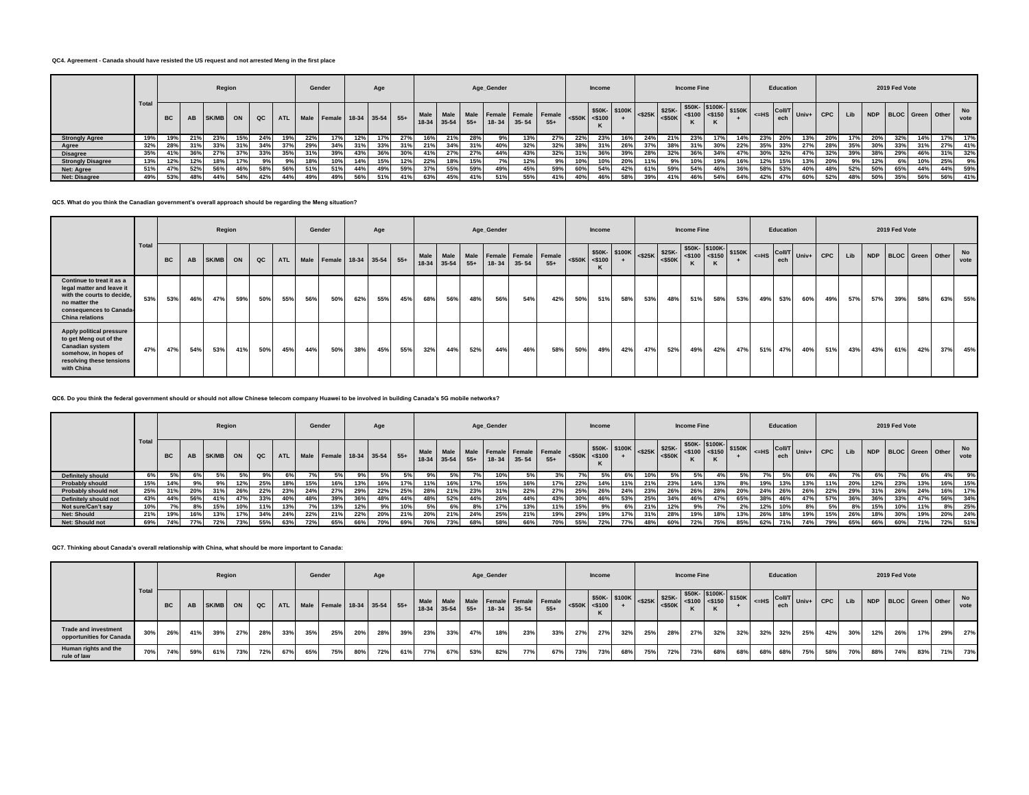**QC4. Agreement - Canada should have resisted the US request and not arrested Meng in the first place**

| | Total | Region | | | | | | Gender | | Age | | | Age_Gender | | | | | | Income | | | Income Fine | | | | | Education | | | 2019 Fed Vote | | | | | | |
|---|---|---|---|---|---|---|---|---|---|---|---|---|---|---|---|---|---|---|---|---|---|---|---|---|---|---|---|---|---|---|---|---|---|---|---|---|
| | | BC | AB | SK/MB | ON | QC | ATL | Male | Female | 18-34 | 35-54 | 55+ | Male 18-34 | Male 35-54 | Male 55+ | Female 18-34 | Female 35-54 | Female 55+ | <$50K | $50K-<$100K | $100K+ | <$25K | $25K-<$50K | $50K-<$100K | $100K-<$150K | $150K+ | <=HS | Coll/Tech | Univ+ | CPC | Lib | NDP | BLOC | Green | Other | No vote |
| **Strongly Agree** | 19% | 19% | 21% | 23% | 15% | 24% | 19% | 22% | 17% | 12% | 17% | 27% | 16% | 21% | 28% | 9% | 13% | 27% | 22% | 23% | 16% | 24% | 21% | 23% | 17% | 14% | 23% | 20% | 13% | 20% | 17% | 20% | 32% | 14% | 17% | 17% |
| **Agree** | 32% | 28% | 31% | 33% | 31% | 34% | 37% | 29% | 34% | 31% | 33% | 31% | 21% | 34% | 31% | 40% | 32% | 32% | 38% | 31% | 26% | 37% | 38% | 31% | 30% | 22% | 35% | 33% | 27% | 28% | 35% | 30% | 33% | 31% | 27% | 41% |
| **Disagree** | 35% | 41% | 36% | 27% | 37% | 33% | 35% | 31% | 39% | 43% | 36% | 30% | 41% | 27% | 27% | 44% | 43% | 32% | 31% | 36% | 39% | 28% | 32% | 36% | 34% | 47% | 30% | 32% | 47% | 32% | 39% | 38% | 29% | 46% | 31% | 32% |
| **Strongly Disagree** | 13% | 12% | 12% | 18% | 17% | 9% | 9% | 18% | 10% | 14% | 15% | 12% | 22% | 18% | 15% | 7% | 12% | 9% | 10% | 10% | 20% | 11% | 9% | 10% | 19% | 16% | 12% | 15% | 13% | 20% | 9% | 12% | 6% | 10% | 25% | 9% |
| **Net: Agree** | 51% | 47% | 52% | 56% | 46% | 58% | 56% | 51% | 51% | 44% | 49% | 59% | 37% | 55% | 59% | 49% | 45% | 59% | 60% | 54% | 42% | 61% | 59% | 54% | 46% | 36% | 58% | 53% | 40% | 48% | 52% | 50% | 65% | 44% | 44% | 59% |
| **Net: Disagree** | 49% | 53% | 48% | 44% | 54% | 42% | 44% | 49% | 49% | 56% | 51% | 41% | 63% | 45% | 41% | 51% | 55% | 41% | 40% | 46% | 58% | 39% | 41% | 46% | 54% | 64% | 42% | 47% | 60% | 52% | 48% | 50% | 35% | 56% | 56% | 41% |

**QC5. What do you think the Canadian government's overall approach should be regarding the Meng situation?**

| | Total | Region | | | | | | Gender | | Age | | | Age_Gender | | | | | | Income | | | Income Fine | | | | | Education | | | 2019 Fed Vote | | | | | | |
|---|---|---|---|---|---|---|---|---|---|---|---|---|---|---|---|---|---|---|---|---|---|---|---|---|---|---|---|---|---|---|---|---|---|---|---|---|
| | | BC | AB | SK/MB | ON | QC | ATL | Male | Female | 18-34 | 35-54 | 55+ | Male 18-34 | Male 35-54 | Male 55+ | Female 18-34 | Female 35-54 | Female 55+ | <$50K | $50K-<$100K | $100K+ | <$25K | $25K-<$50K | $50K-<$100K | $100K-<$150K | $150K+ | <=HS | Coll/Tech | Univ+ | CPC | Lib | NDP | BLOC | Green | Other | No vote |
| **Continue to treat it as a legal matter and leave it with the courts to decide, no matter the consequences to Canada-China relations** | 53% | 53% | 46% | 47% | 59% | 50% | 55% | 56% | 50% | 62% | 55% | 45% | 68% | 56% | 48% | 56% | 54% | 42% | 50% | 51% | 58% | 53% | 48% | 51% | 58% | 53% | 49% | 53% | 60% | 49% | 57% | 57% | 39% | 58% | 63% | 55% |
| **Apply political pressure to get Meng out of the Canadian system somehow, in hopes of resolving these tensions with China** | 47% | 47% | 54% | 53% | 41% | 50% | 45% | 44% | 50% | 38% | 45% | 55% | 32% | 44% | 52% | 44% | 46% | 58% | 50% | 49% | 42% | 47% | 52% | 49% | 42% | 47% | 51% | 47% | 40% | 51% | 43% | 43% | 61% | 42% | 37% | 45% |

**QC6. Do you think the federal government should or should not allow Chinese telecom company Huawei to be involved in building Canada's 5G mobile networks?**

| | Total | Region | | | | | | Gender | | Age | | | Age_Gender | | | | | | Income | | | Income Fine | | | | | Education | | | 2019 Fed Vote | | | | | | |
|---|---|---|---|---|---|---|---|---|---|---|---|---|---|---|---|---|---|---|---|---|---|---|---|---|---|---|---|---|---|---|---|---|---|---|---|---|
| | | BC | AB | SK/MB | ON | QC | ATL | Male | Female | 18-34 | 35-54 | 55+ | Male 18-34 | Male 35-54 | Male 55+ | Female 18-34 | Female 35-54 | Female 55+ | <$50K | $50K-<$100K | $100K+ | <$25K | $25K-<$50K | $50K-<$100K | $100K-<$150K | $150K+ | <=HS | Coll/Tech | Univ+ | CPC | Lib | NDP | BLOC | Green | Other | No vote |
| **Definitely should** | 6% | 5% | 6% | 5% | 5% | 9% | 6% | 7% | 5% | 9% | 5% | 5% | 9% | 5% | 7% | 10% | 5% | 3% | 7% | 5% | 6% | 10% | 5% | 5% | 4% | 5% | 7% | 5% | 6% | 4% | 7% | 6% | 7% | 6% | 4% | 9% |
| **Probably should** | 15% | 14% | 9% | 9% | 12% | 25% | 18% | 15% | 16% | 13% | 16% | 17% | 11% | 16% | 17% | 15% | 16% | 17% | 22% | 14% | 11% | 21% | 23% | 14% | 13% | 8% | 19% | 13% | 13% | 11% | 20% | 12% | 23% | 13% | 16% | 15% |
| **Probably should not** | 25% | 31% | 20% | 31% | 26% | 22% | 23% | 24% | 27% | 29% | 22% | 25% | 28% | 21% | 23% | 31% | 22% | 27% | 25% | 26% | 24% | 23% | 26% | 26% | 28% | 20% | 24% | 26% | 26% | 22% | 29% | 31% | 26% | 24% | 16% | 17% |
| **Definitely should not** | 43% | 44% | 56% | 41% | 47% | 33% | 40% | 48% | 39% | 36% | 48% | 44% | 48% | 52% | 44% | 26% | 44% | 43% | 30% | 46% | 53% | 25% | 34% | 46% | 47% | 65% | 38% | 46% | 47% | 57% | 36% | 36% | 33% | 47% | 56% | 34% |
| **Not sure/Can't say** | 10% | 7% | 8% | 15% | 10% | 11% | 13% | 7% | 13% | 12% | 9% | 10% | 5% | 6% | 8% | 17% | 13% | 11% | 15% | 9% | 6% | 21% | 12% | 9% | 7% | 2% | 12% | 10% | 8% | 5% | 8% | 15% | 10% | 11% | 8% | 25% |
| **Net: Should** | 21% | 19% | 16% | 13% | 17% | 34% | 24% | 22% | 21% | 22% | 20% | 21% | 20% | 21% | 24% | 25% | 21% | 19% | 29% | 19% | 17% | 31% | 28% | 19% | 18% | 13% | 26% | 18% | 19% | 15% | 26% | 18% | 30% | 19% | 20% | 24% |
| **Net: Should not** | 69% | 74% | 77% | 72% | 73% | 55% | 63% | 72% | 65% | 66% | 70% | 69% | 76% | 73% | 68% | 58% | 66% | 70% | 55% | 72% | 77% | 48% | 60% | 72% | 75% | 85% | 62% | 71% | 74% | 79% | 65% | 66% | 60% | 71% | 72% | 51% |

**QC7. Thinking about Canada's overall relationship with China, what should be more important to Canada:**

| | Total | Region | | | | | | Gender | | Age | | | Age_Gender | | | | | | Income | | | Income Fine | | | | | Education | | | 2019 Fed Vote | | | | | | |
|---|---|---|---|---|---|---|---|---|---|---|---|---|---|---|---|---|---|---|---|---|---|---|---|---|---|---|---|---|---|---|---|---|---|---|---|---|
| | | BC | AB | SK/MB | ON | QC | ATL | Male | Female | 18-34 | 35-54 | 55+ | Male 18-34 | Male 35-54 | Male 55+ | Female 18-34 | Female 35-54 | Female 55+ | <$50K | $50K-<$100K | $100K+ | <$25K | $25K-<$50K | $50K-<$100K | $100K-<$150K | $150K+ | <=HS | Coll/Tech | Univ+ | CPC | Lib | NDP | BLOC | Green | Other | No vote |
| **Trade and investment opportunities for Canada** | 30% | 26% | 41% | 39% | 27% | 28% | 33% | 35% | 25% | 20% | 28% | 39% | 23% | 33% | 47% | 18% | 23% | 33% | 27% | 27% | 32% | 25% | 28% | 27% | 32% | 32% | 32% | 32% | 25% | 42% | 30% | 12% | 26% | 17% | 29% | 27% |
| **Human rights and the rule of law** | 70% | 74% | 59% | 61% | 73% | 72% | 67% | 65% | 75% | 80% | 72% | 61% | 77% | 67% | 53% | 82% | 77% | 67% | 73% | 73% | 68% | 75% | 72% | 73% | 68% | 68% | 68% | 68% | 75% | 58% | 70% | 88% | 74% | 83% | 71% | 73% |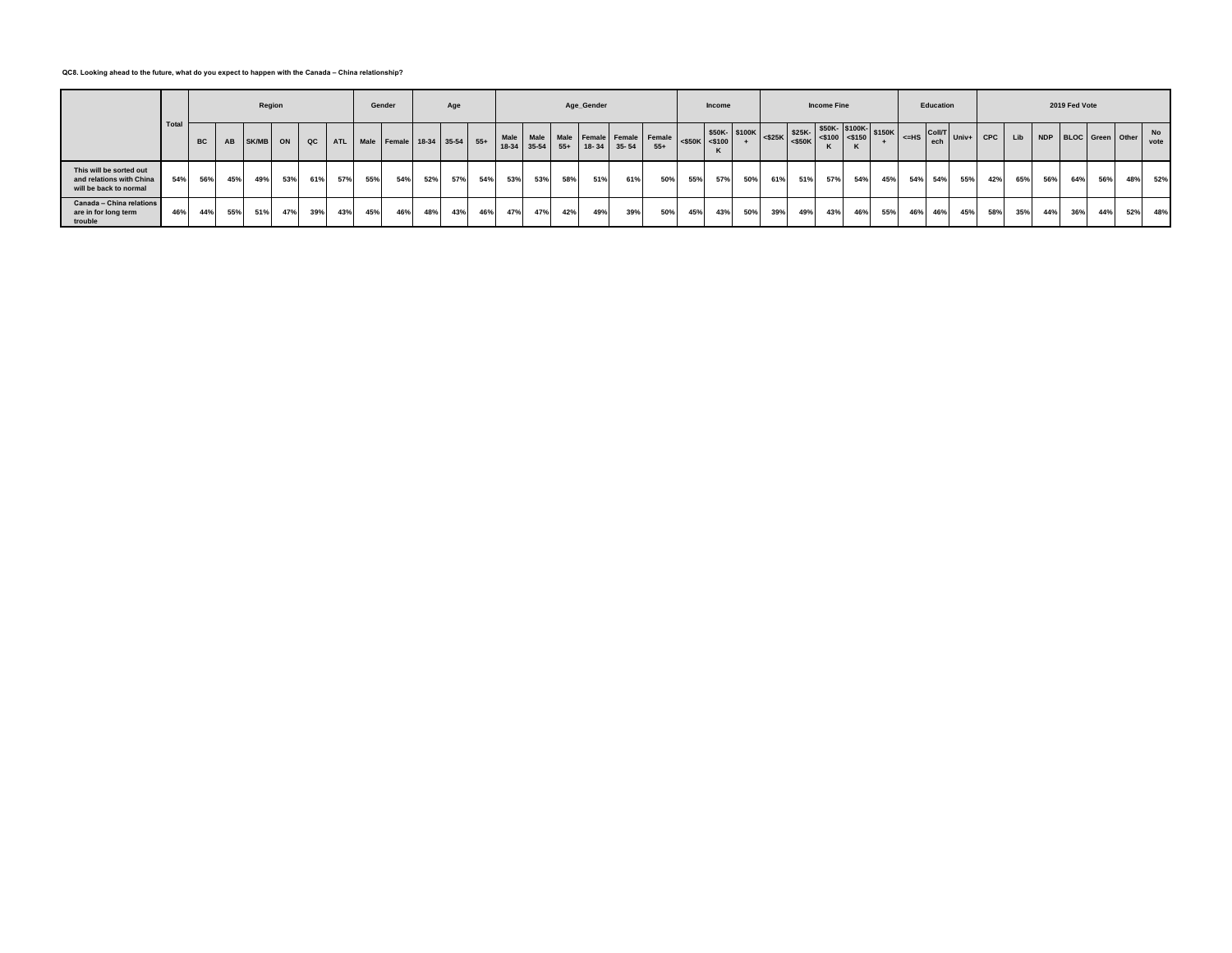**QC8. Looking ahead to the future, what do you expect to happen with the Canada – China relationship?**

| | Total | Region | | | | | | Gender | | Age | | | Age_Gender | | | | | | Income | | | Income Fine | | | | | Education | | | 2019 Fed Vote | | | | | | |
|---|---|---|---|---|---|---|---|---|---|---|---|---|---|---|---|---|---|---|---|---|---|---|---|---|---|---|---|---|---|---|---|---|---|---|---|---|
| | | BC | AB | SK/MB | ON | QC | ATL | Male | Female | 18-34 | 35-54 | 55+ | Male 18-34 | Male 35-54 | Male 55+ | Female 18- 34 | Female 35- 54 | Female 55+ | <$50K | $50K-<$100 K | $100K + | <$25K | $25K-<$50K | $50K-<$100 K | $100K-<$150 K | $150K + | <=HS | Coll/Tech | Univ+ | CPC | Lib | NDP | BLOC | Green | Other | No vote |
| This will be sorted out and relations with China will be back to normal | 54% | 56% | 45% | 49% | 53% | 61% | 57% | 55% | 54% | 52% | 57% | 54% | 53% | 53% | 58% | 51% | 61% | 50% | 55% | 57% | 50% | 61% | 51% | 57% | 54% | 45% | 54% | 54% | 55% | 42% | 65% | 56% | 64% | 56% | 48% | 52% |
| Canada – China relations are in for long term trouble | 46% | 44% | 55% | 51% | 47% | 39% | 43% | 45% | 46% | 48% | 43% | 46% | 47% | 47% | 42% | 49% | 39% | 50% | 45% | 43% | 50% | 39% | 49% | 43% | 46% | 55% | 46% | 46% | 45% | 58% | 35% | 44% | 36% | 44% | 52% | 48% |